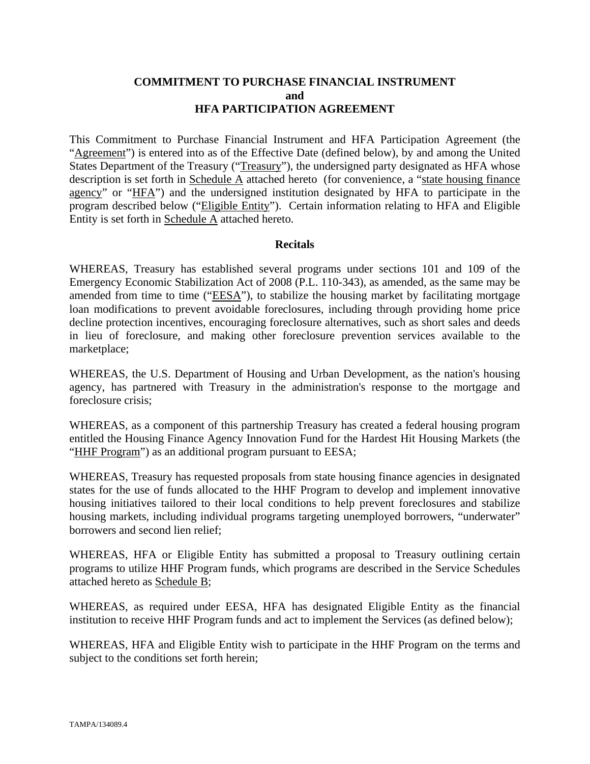# COMMITMENT TO PURCHASE FINANCIAL INSTRUMENT
# and
# HFA PARTICIPATION AGREEMENT

This Commitment to Purchase Financial Instrument and HFA Participation Agreement (the "Agreement") is entered into as of the Effective Date (defined below), by and among the United States Department of the Treasury ("Treasury"), the undersigned party designated as HFA whose description is set forth in Schedule A attached hereto (for convenience, a "state housing finance agency" or "HFA") and the undersigned institution designated by HFA to participate in the program described below ("Eligible Entity"). Certain information relating to HFA and Eligible Entity is set forth in Schedule A attached hereto.

## Recitals

WHEREAS, Treasury has established several programs under sections 101 and 109 of the Emergency Economic Stabilization Act of 2008 (P.L. 110-343), as amended, as the same may be amended from time to time ("EESA"), to stabilize the housing market by facilitating mortgage loan modifications to prevent avoidable foreclosures, including through providing home price decline protection incentives, encouraging foreclosure alternatives, such as short sales and deeds in lieu of foreclosure, and making other foreclosure prevention services available to the marketplace;

WHEREAS, the U.S. Department of Housing and Urban Development, as the nation's housing agency, has partnered with Treasury in the administration's response to the mortgage and foreclosure crisis;

WHEREAS, as a component of this partnership Treasury has created a federal housing program entitled the Housing Finance Agency Innovation Fund for the Hardest Hit Housing Markets (the "HHF Program") as an additional program pursuant to EESA;

WHEREAS, Treasury has requested proposals from state housing finance agencies in designated states for the use of funds allocated to the HHF Program to develop and implement innovative housing initiatives tailored to their local conditions to help prevent foreclosures and stabilize housing markets, including individual programs targeting unemployed borrowers, "underwater" borrowers and second lien relief;

WHEREAS, HFA or Eligible Entity has submitted a proposal to Treasury outlining certain programs to utilize HHF Program funds, which programs are described in the Service Schedules attached hereto as Schedule B;

WHEREAS, as required under EESA, HFA has designated Eligible Entity as the financial institution to receive HHF Program funds and act to implement the Services (as defined below);

WHEREAS, HFA and Eligible Entity wish to participate in the HHF Program on the terms and subject to the conditions set forth herein;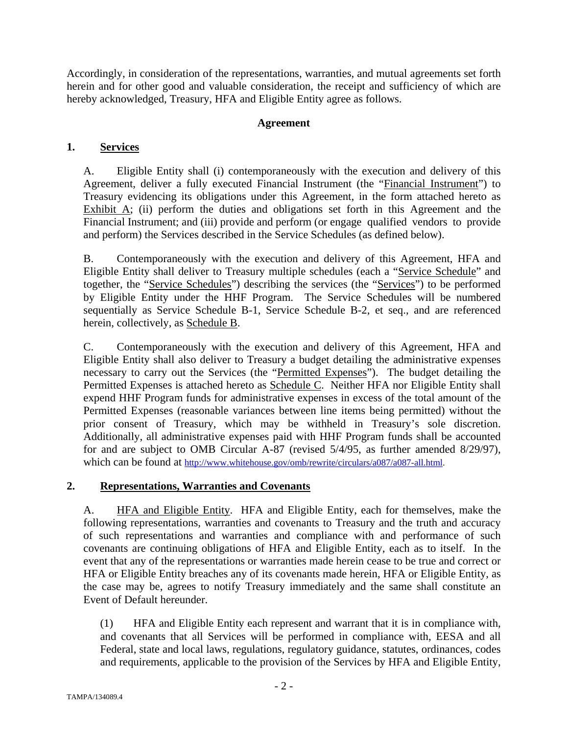Accordingly, in consideration of the representations, warranties, and mutual agreements set forth herein and for other good and valuable consideration, the receipt and sufficiency of which are hereby acknowledged, Treasury, HFA and Eligible Entity agree as follows.

**Agreement**

## 1. Services

A. Eligible Entity shall (i) contemporaneously with the execution and delivery of this Agreement, deliver a fully executed Financial Instrument (the "Financial Instrument") to Treasury evidencing its obligations under this Agreement, in the form attached hereto as Exhibit A; (ii) perform the duties and obligations set forth in this Agreement and the Financial Instrument; and (iii) provide and perform (or engage qualified vendors to provide and perform) the Services described in the Service Schedules (as defined below).

B. Contemporaneously with the execution and delivery of this Agreement, HFA and Eligible Entity shall deliver to Treasury multiple schedules (each a "Service Schedule" and together, the "Service Schedules") describing the services (the "Services") to be performed by Eligible Entity under the HHF Program. The Service Schedules will be numbered sequentially as Service Schedule B-1, Service Schedule B-2, et seq., and are referenced herein, collectively, as Schedule B.

C. Contemporaneously with the execution and delivery of this Agreement, HFA and Eligible Entity shall also deliver to Treasury a budget detailing the administrative expenses necessary to carry out the Services (the "Permitted Expenses"). The budget detailing the Permitted Expenses is attached hereto as Schedule C. Neither HFA nor Eligible Entity shall expend HHF Program funds for administrative expenses in excess of the total amount of the Permitted Expenses (reasonable variances between line items being permitted) without the prior consent of Treasury, which may be withheld in Treasury's sole discretion. Additionally, all administrative expenses paid with HHF Program funds shall be accounted for and are subject to OMB Circular A-87 (revised 5/4/95, as further amended 8/29/97), which can be found at http://www.whitehouse.gov/omb/rewrite/circulars/a087/a087-all.html.

## 2. Representations, Warranties and Covenants

A. HFA and Eligible Entity. HFA and Eligible Entity, each for themselves, make the following representations, warranties and covenants to Treasury and the truth and accuracy of such representations and warranties and compliance with and performance of such covenants are continuing obligations of HFA and Eligible Entity, each as to itself. In the event that any of the representations or warranties made herein cease to be true and correct or HFA or Eligible Entity breaches any of its covenants made herein, HFA or Eligible Entity, as the case may be, agrees to notify Treasury immediately and the same shall constitute an Event of Default hereunder.

(1) HFA and Eligible Entity each represent and warrant that it is in compliance with, and covenants that all Services will be performed in compliance with, EESA and all Federal, state and local laws, regulations, regulatory guidance, statutes, ordinances, codes and requirements, applicable to the provision of the Services by HFA and Eligible Entity,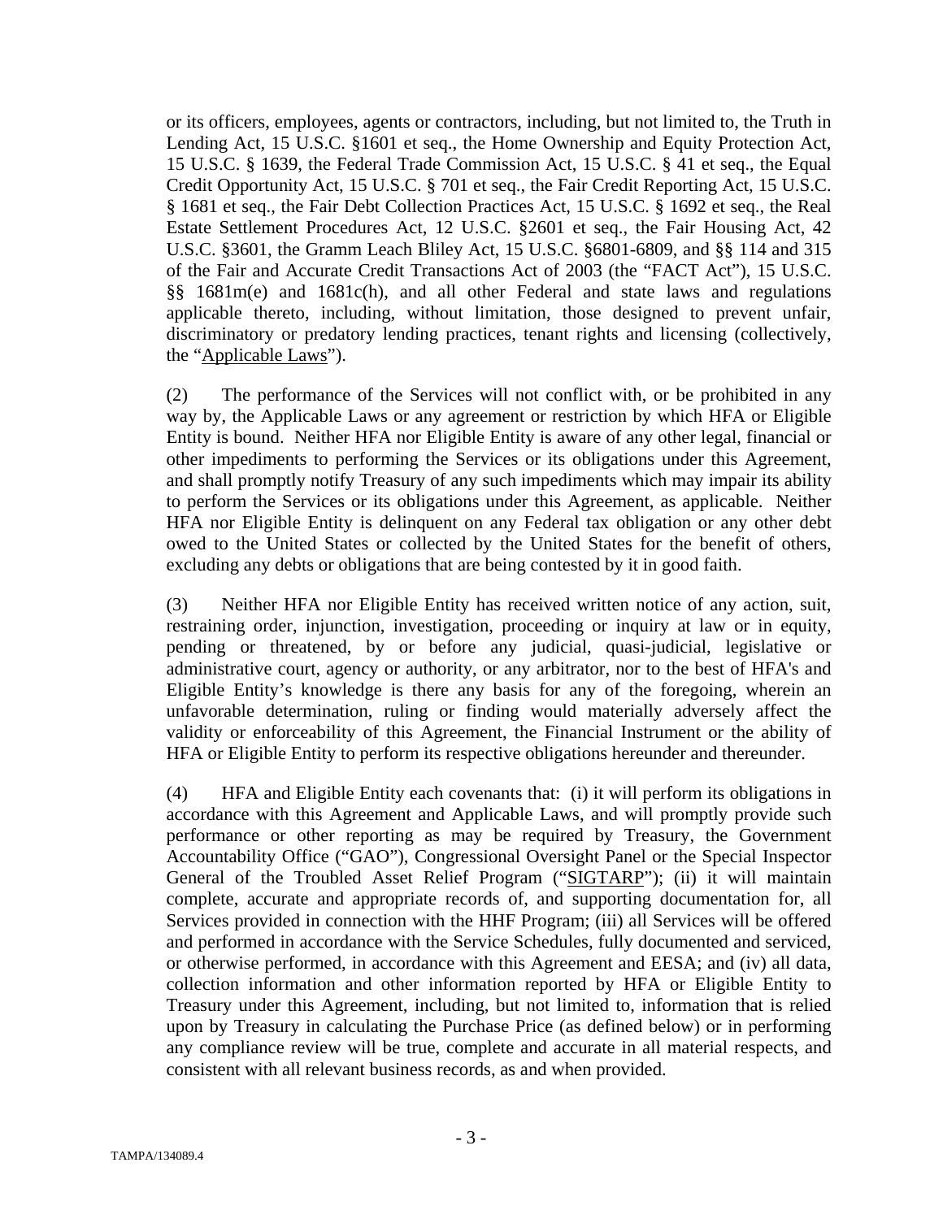or its officers, employees, agents or contractors, including, but not limited to, the Truth in Lending Act, 15 U.S.C. §1601 et seq., the Home Ownership and Equity Protection Act, 15 U.S.C. § 1639, the Federal Trade Commission Act, 15 U.S.C. § 41 et seq., the Equal Credit Opportunity Act, 15 U.S.C. § 701 et seq., the Fair Credit Reporting Act, 15 U.S.C. § 1681 et seq., the Fair Debt Collection Practices Act, 15 U.S.C. § 1692 et seq., the Real Estate Settlement Procedures Act, 12 U.S.C. §2601 et seq., the Fair Housing Act, 42 U.S.C. §3601, the Gramm Leach Bliley Act, 15 U.S.C. §6801-6809, and §§ 114 and 315 of the Fair and Accurate Credit Transactions Act of 2003 (the "FACT Act"), 15 U.S.C. §§ 1681m(e) and 1681c(h), and all other Federal and state laws and regulations applicable thereto, including, without limitation, those designed to prevent unfair, discriminatory or predatory lending practices, tenant rights and licensing (collectively, the "Applicable Laws").

(2) The performance of the Services will not conflict with, or be prohibited in any way by, the Applicable Laws or any agreement or restriction by which HFA or Eligible Entity is bound. Neither HFA nor Eligible Entity is aware of any other legal, financial or other impediments to performing the Services or its obligations under this Agreement, and shall promptly notify Treasury of any such impediments which may impair its ability to perform the Services or its obligations under this Agreement, as applicable. Neither HFA nor Eligible Entity is delinquent on any Federal tax obligation or any other debt owed to the United States or collected by the United States for the benefit of others, excluding any debts or obligations that are being contested by it in good faith.

(3) Neither HFA nor Eligible Entity has received written notice of any action, suit, restraining order, injunction, investigation, proceeding or inquiry at law or in equity, pending or threatened, by or before any judicial, quasi-judicial, legislative or administrative court, agency or authority, or any arbitrator, nor to the best of HFA's and Eligible Entity's knowledge is there any basis for any of the foregoing, wherein an unfavorable determination, ruling or finding would materially adversely affect the validity or enforceability of this Agreement, the Financial Instrument or the ability of HFA or Eligible Entity to perform its respective obligations hereunder and thereunder.

(4) HFA and Eligible Entity each covenants that: (i) it will perform its obligations in accordance with this Agreement and Applicable Laws, and will promptly provide such performance or other reporting as may be required by Treasury, the Government Accountability Office ("GAO"), Congressional Oversight Panel or the Special Inspector General of the Troubled Asset Relief Program ("SIGTARP"); (ii) it will maintain complete, accurate and appropriate records of, and supporting documentation for, all Services provided in connection with the HHF Program; (iii) all Services will be offered and performed in accordance with the Service Schedules, fully documented and serviced, or otherwise performed, in accordance with this Agreement and EESA; and (iv) all data, collection information and other information reported by HFA or Eligible Entity to Treasury under this Agreement, including, but not limited to, information that is relied upon by Treasury in calculating the Purchase Price (as defined below) or in performing any compliance review will be true, complete and accurate in all material respects, and consistent with all relevant business records, as and when provided.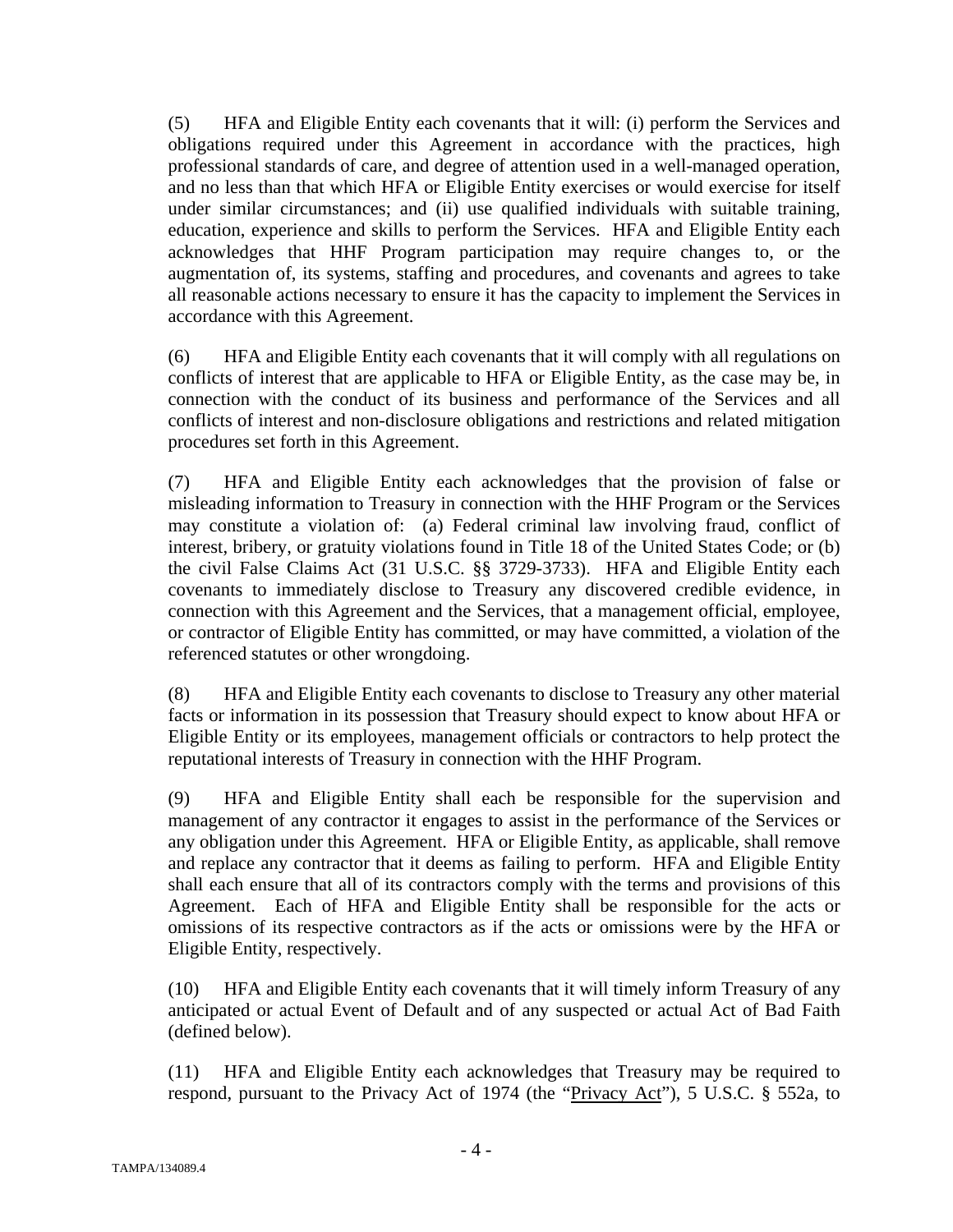(5) HFA and Eligible Entity each covenants that it will: (i) perform the Services and obligations required under this Agreement in accordance with the practices, high professional standards of care, and degree of attention used in a well-managed operation, and no less than that which HFA or Eligible Entity exercises or would exercise for itself under similar circumstances; and (ii) use qualified individuals with suitable training, education, experience and skills to perform the Services. HFA and Eligible Entity each acknowledges that HHF Program participation may require changes to, or the augmentation of, its systems, staffing and procedures, and covenants and agrees to take all reasonable actions necessary to ensure it has the capacity to implement the Services in accordance with this Agreement.

(6) HFA and Eligible Entity each covenants that it will comply with all regulations on conflicts of interest that are applicable to HFA or Eligible Entity, as the case may be, in connection with the conduct of its business and performance of the Services and all conflicts of interest and non-disclosure obligations and restrictions and related mitigation procedures set forth in this Agreement.

(7) HFA and Eligible Entity each acknowledges that the provision of false or misleading information to Treasury in connection with the HHF Program or the Services may constitute a violation of: (a) Federal criminal law involving fraud, conflict of interest, bribery, or gratuity violations found in Title 18 of the United States Code; or (b) the civil False Claims Act (31 U.S.C. §§ 3729-3733). HFA and Eligible Entity each covenants to immediately disclose to Treasury any discovered credible evidence, in connection with this Agreement and the Services, that a management official, employee, or contractor of Eligible Entity has committed, or may have committed, a violation of the referenced statutes or other wrongdoing.

(8) HFA and Eligible Entity each covenants to disclose to Treasury any other material facts or information in its possession that Treasury should expect to know about HFA or Eligible Entity or its employees, management officials or contractors to help protect the reputational interests of Treasury in connection with the HHF Program.

(9) HFA and Eligible Entity shall each be responsible for the supervision and management of any contractor it engages to assist in the performance of the Services or any obligation under this Agreement. HFA or Eligible Entity, as applicable, shall remove and replace any contractor that it deems as failing to perform. HFA and Eligible Entity shall each ensure that all of its contractors comply with the terms and provisions of this Agreement. Each of HFA and Eligible Entity shall be responsible for the acts or omissions of its respective contractors as if the acts or omissions were by the HFA or Eligible Entity, respectively.

(10) HFA and Eligible Entity each covenants that it will timely inform Treasury of any anticipated or actual Event of Default and of any suspected or actual Act of Bad Faith (defined below).

(11) HFA and Eligible Entity each acknowledges that Treasury may be required to respond, pursuant to the Privacy Act of 1974 (the "Privacy Act"), 5 U.S.C. § 552a, to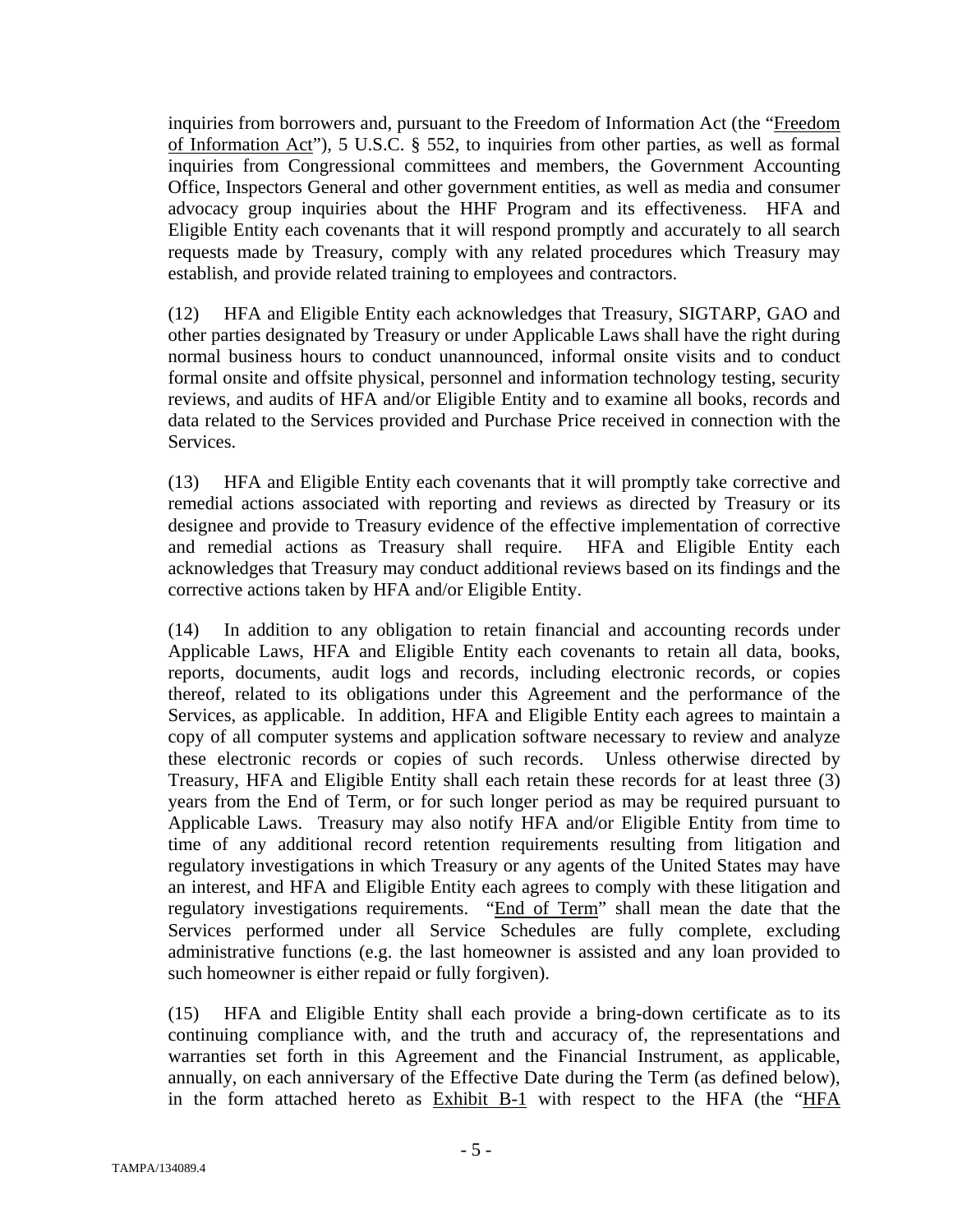inquiries from borrowers and, pursuant to the Freedom of Information Act (the "Freedom of Information Act"), 5 U.S.C. § 552, to inquiries from other parties, as well as formal inquiries from Congressional committees and members, the Government Accounting Office, Inspectors General and other government entities, as well as media and consumer advocacy group inquiries about the HHF Program and its effectiveness. HFA and Eligible Entity each covenants that it will respond promptly and accurately to all search requests made by Treasury, comply with any related procedures which Treasury may establish, and provide related training to employees and contractors.

(12) HFA and Eligible Entity each acknowledges that Treasury, SIGTARP, GAO and other parties designated by Treasury or under Applicable Laws shall have the right during normal business hours to conduct unannounced, informal onsite visits and to conduct formal onsite and offsite physical, personnel and information technology testing, security reviews, and audits of HFA and/or Eligible Entity and to examine all books, records and data related to the Services provided and Purchase Price received in connection with the Services.

(13) HFA and Eligible Entity each covenants that it will promptly take corrective and remedial actions associated with reporting and reviews as directed by Treasury or its designee and provide to Treasury evidence of the effective implementation of corrective and remedial actions as Treasury shall require. HFA and Eligible Entity each acknowledges that Treasury may conduct additional reviews based on its findings and the corrective actions taken by HFA and/or Eligible Entity.

(14) In addition to any obligation to retain financial and accounting records under Applicable Laws, HFA and Eligible Entity each covenants to retain all data, books, reports, documents, audit logs and records, including electronic records, or copies thereof, related to its obligations under this Agreement and the performance of the Services, as applicable. In addition, HFA and Eligible Entity each agrees to maintain a copy of all computer systems and application software necessary to review and analyze these electronic records or copies of such records. Unless otherwise directed by Treasury, HFA and Eligible Entity shall each retain these records for at least three (3) years from the End of Term, or for such longer period as may be required pursuant to Applicable Laws. Treasury may also notify HFA and/or Eligible Entity from time to time of any additional record retention requirements resulting from litigation and regulatory investigations in which Treasury or any agents of the United States may have an interest, and HFA and Eligible Entity each agrees to comply with these litigation and regulatory investigations requirements. "End of Term" shall mean the date that the Services performed under all Service Schedules are fully complete, excluding administrative functions (e.g. the last homeowner is assisted and any loan provided to such homeowner is either repaid or fully forgiven).

(15) HFA and Eligible Entity shall each provide a bring-down certificate as to its continuing compliance with, and the truth and accuracy of, the representations and warranties set forth in this Agreement and the Financial Instrument, as applicable, annually, on each anniversary of the Effective Date during the Term (as defined below), in the form attached hereto as Exhibit B-1 with respect to the HFA (the "HFA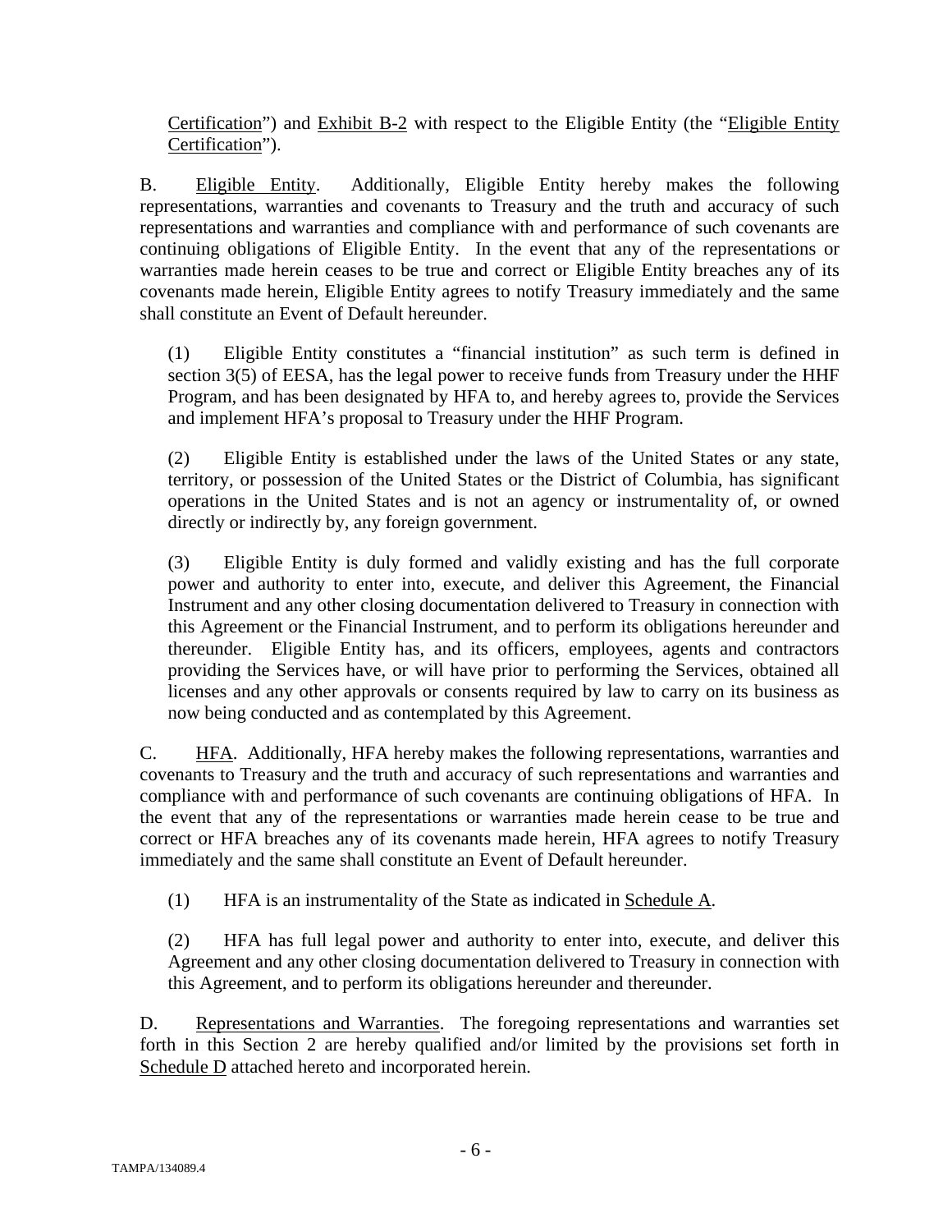Certification") and Exhibit B-2 with respect to the Eligible Entity (the "Eligible Entity Certification").

B. Eligible Entity. Additionally, Eligible Entity hereby makes the following representations, warranties and covenants to Treasury and the truth and accuracy of such representations and warranties and compliance with and performance of such covenants are continuing obligations of Eligible Entity. In the event that any of the representations or warranties made herein ceases to be true and correct or Eligible Entity breaches any of its covenants made herein, Eligible Entity agrees to notify Treasury immediately and the same shall constitute an Event of Default hereunder.

(1) Eligible Entity constitutes a "financial institution" as such term is defined in section 3(5) of EESA, has the legal power to receive funds from Treasury under the HHF Program, and has been designated by HFA to, and hereby agrees to, provide the Services and implement HFA's proposal to Treasury under the HHF Program.

(2) Eligible Entity is established under the laws of the United States or any state, territory, or possession of the United States or the District of Columbia, has significant operations in the United States and is not an agency or instrumentality of, or owned directly or indirectly by, any foreign government.

(3) Eligible Entity is duly formed and validly existing and has the full corporate power and authority to enter into, execute, and deliver this Agreement, the Financial Instrument and any other closing documentation delivered to Treasury in connection with this Agreement or the Financial Instrument, and to perform its obligations hereunder and thereunder. Eligible Entity has, and its officers, employees, agents and contractors providing the Services have, or will have prior to performing the Services, obtained all licenses and any other approvals or consents required by law to carry on its business as now being conducted and as contemplated by this Agreement.

C. HFA. Additionally, HFA hereby makes the following representations, warranties and covenants to Treasury and the truth and accuracy of such representations and warranties and compliance with and performance of such covenants are continuing obligations of HFA. In the event that any of the representations or warranties made herein cease to be true and correct or HFA breaches any of its covenants made herein, HFA agrees to notify Treasury immediately and the same shall constitute an Event of Default hereunder.

(1) HFA is an instrumentality of the State as indicated in Schedule A.

(2) HFA has full legal power and authority to enter into, execute, and deliver this Agreement and any other closing documentation delivered to Treasury in connection with this Agreement, and to perform its obligations hereunder and thereunder.

D. Representations and Warranties. The foregoing representations and warranties set forth in this Section 2 are hereby qualified and/or limited by the provisions set forth in Schedule D attached hereto and incorporated herein.

TAMPA/134089.4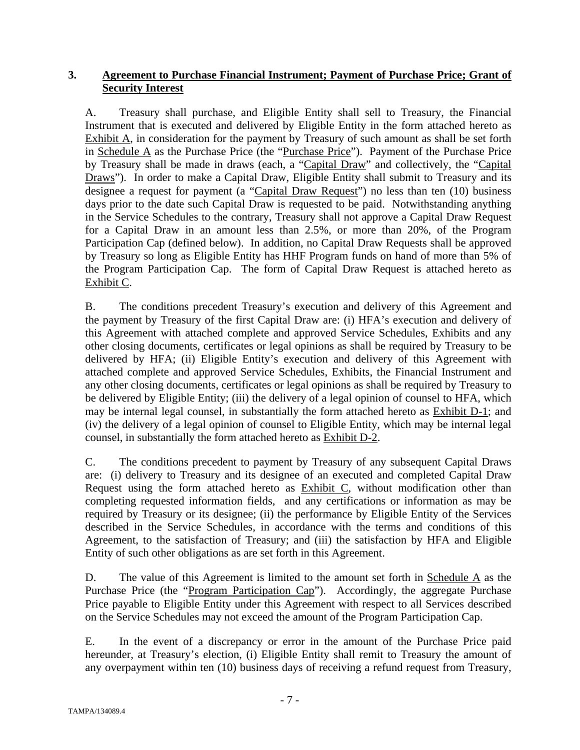## 3. **Agreement to Purchase Financial Instrument; Payment of Purchase Price; Grant of Security Interest**

A. Treasury shall purchase, and Eligible Entity shall sell to Treasury, the Financial Instrument that is executed and delivered by Eligible Entity in the form attached hereto as Exhibit A, in consideration for the payment by Treasury of such amount as shall be set forth in Schedule A as the Purchase Price (the "Purchase Price"). Payment of the Purchase Price by Treasury shall be made in draws (each, a "Capital Draw" and collectively, the "Capital Draws"). In order to make a Capital Draw, Eligible Entity shall submit to Treasury and its designee a request for payment (a "Capital Draw Request") no less than ten (10) business days prior to the date such Capital Draw is requested to be paid. Notwithstanding anything in the Service Schedules to the contrary, Treasury shall not approve a Capital Draw Request for a Capital Draw in an amount less than 2.5%, or more than 20%, of the Program Participation Cap (defined below). In addition, no Capital Draw Requests shall be approved by Treasury so long as Eligible Entity has HHF Program funds on hand of more than 5% of the Program Participation Cap. The form of Capital Draw Request is attached hereto as Exhibit C.

B. The conditions precedent Treasury's execution and delivery of this Agreement and the payment by Treasury of the first Capital Draw are: (i) HFA's execution and delivery of this Agreement with attached complete and approved Service Schedules, Exhibits and any other closing documents, certificates or legal opinions as shall be required by Treasury to be delivered by HFA; (ii) Eligible Entity's execution and delivery of this Agreement with attached complete and approved Service Schedules, Exhibits, the Financial Instrument and any other closing documents, certificates or legal opinions as shall be required by Treasury to be delivered by Eligible Entity; (iii) the delivery of a legal opinion of counsel to HFA, which may be internal legal counsel, in substantially the form attached hereto as Exhibit D-1; and (iv) the delivery of a legal opinion of counsel to Eligible Entity, which may be internal legal counsel, in substantially the form attached hereto as Exhibit D-2.

C. The conditions precedent to payment by Treasury of any subsequent Capital Draws are: (i) delivery to Treasury and its designee of an executed and completed Capital Draw Request using the form attached hereto as Exhibit C, without modification other than completing requested information fields, and any certifications or information as may be required by Treasury or its designee; (ii) the performance by Eligible Entity of the Services described in the Service Schedules, in accordance with the terms and conditions of this Agreement, to the satisfaction of Treasury; and (iii) the satisfaction by HFA and Eligible Entity of such other obligations as are set forth in this Agreement.

D. The value of this Agreement is limited to the amount set forth in Schedule A as the Purchase Price (the "Program Participation Cap"). Accordingly, the aggregate Purchase Price payable to Eligible Entity under this Agreement with respect to all Services described on the Service Schedules may not exceed the amount of the Program Participation Cap.

E. In the event of a discrepancy or error in the amount of the Purchase Price paid hereunder, at Treasury's election, (i) Eligible Entity shall remit to Treasury the amount of any overpayment within ten (10) business days of receiving a refund request from Treasury,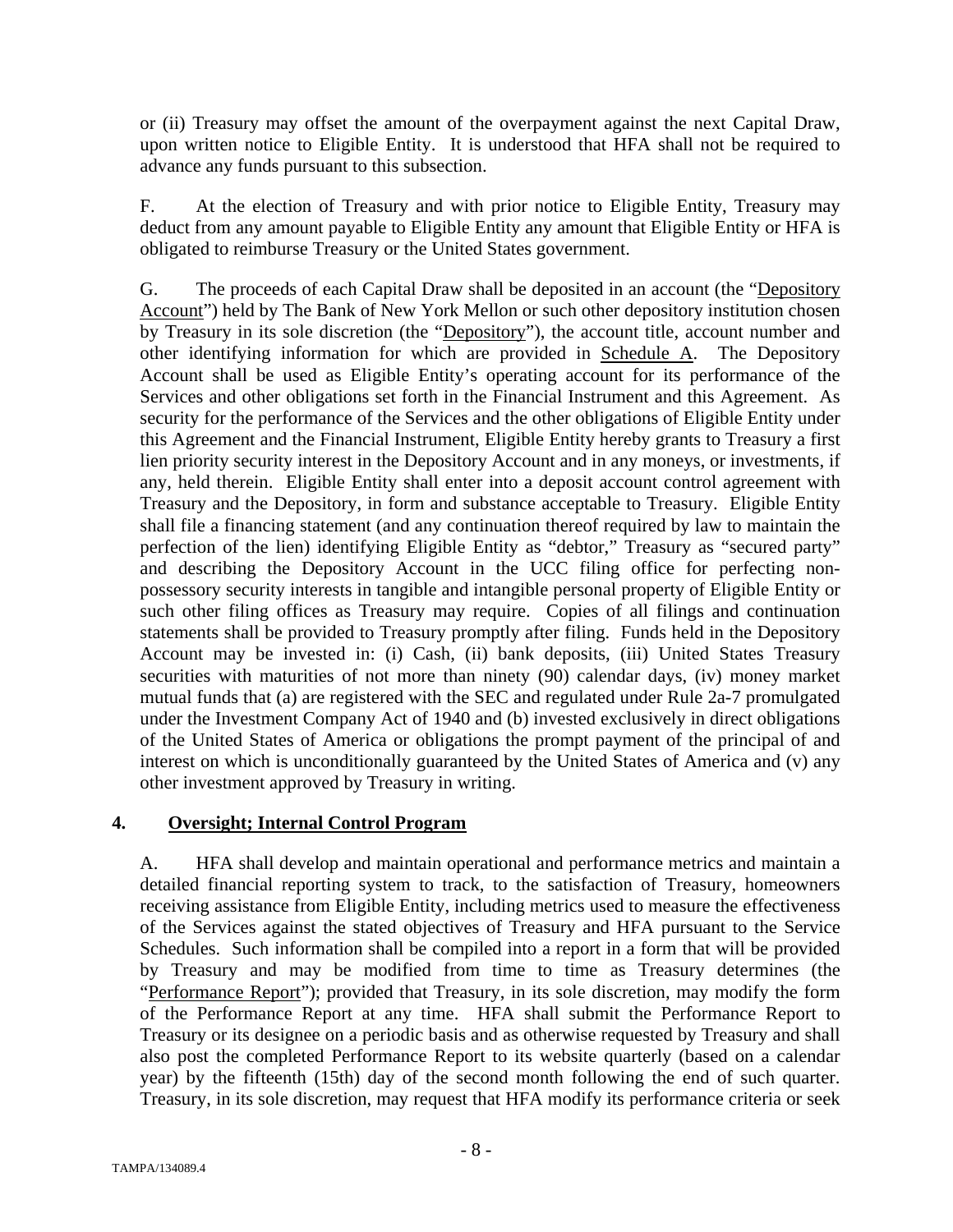or (ii) Treasury may offset the amount of the overpayment against the next Capital Draw, upon written notice to Eligible Entity. It is understood that HFA shall not be required to advance any funds pursuant to this subsection.

F. At the election of Treasury and with prior notice to Eligible Entity, Treasury may deduct from any amount payable to Eligible Entity any amount that Eligible Entity or HFA is obligated to reimburse Treasury or the United States government.

G. The proceeds of each Capital Draw shall be deposited in an account (the "Depository Account") held by The Bank of New York Mellon or such other depository institution chosen by Treasury in its sole discretion (the "Depository"), the account title, account number and other identifying information for which are provided in Schedule A. The Depository Account shall be used as Eligible Entity's operating account for its performance of the Services and other obligations set forth in the Financial Instrument and this Agreement. As security for the performance of the Services and the other obligations of Eligible Entity under this Agreement and the Financial Instrument, Eligible Entity hereby grants to Treasury a first lien priority security interest in the Depository Account and in any moneys, or investments, if any, held therein. Eligible Entity shall enter into a deposit account control agreement with Treasury and the Depository, in form and substance acceptable to Treasury. Eligible Entity shall file a financing statement (and any continuation thereof required by law to maintain the perfection of the lien) identifying Eligible Entity as "debtor," Treasury as "secured party" and describing the Depository Account in the UCC filing office for perfecting non-possessory security interests in tangible and intangible personal property of Eligible Entity or such other filing offices as Treasury may require. Copies of all filings and continuation statements shall be provided to Treasury promptly after filing. Funds held in the Depository Account may be invested in: (i) Cash, (ii) bank deposits, (iii) United States Treasury securities with maturities of not more than ninety (90) calendar days, (iv) money market mutual funds that (a) are registered with the SEC and regulated under Rule 2a-7 promulgated under the Investment Company Act of 1940 and (b) invested exclusively in direct obligations of the United States of America or obligations the prompt payment of the principal of and interest on which is unconditionally guaranteed by the United States of America and (v) any other investment approved by Treasury in writing.

## 4. Oversight; Internal Control Program

A. HFA shall develop and maintain operational and performance metrics and maintain a detailed financial reporting system to track, to the satisfaction of Treasury, homeowners receiving assistance from Eligible Entity, including metrics used to measure the effectiveness of the Services against the stated objectives of Treasury and HFA pursuant to the Service Schedules. Such information shall be compiled into a report in a form that will be provided by Treasury and may be modified from time to time as Treasury determines (the "Performance Report"); provided that Treasury, in its sole discretion, may modify the form of the Performance Report at any time. HFA shall submit the Performance Report to Treasury or its designee on a periodic basis and as otherwise requested by Treasury and shall also post the completed Performance Report to its website quarterly (based on a calendar year) by the fifteenth (15th) day of the second month following the end of such quarter. Treasury, in its sole discretion, may request that HFA modify its performance criteria or seek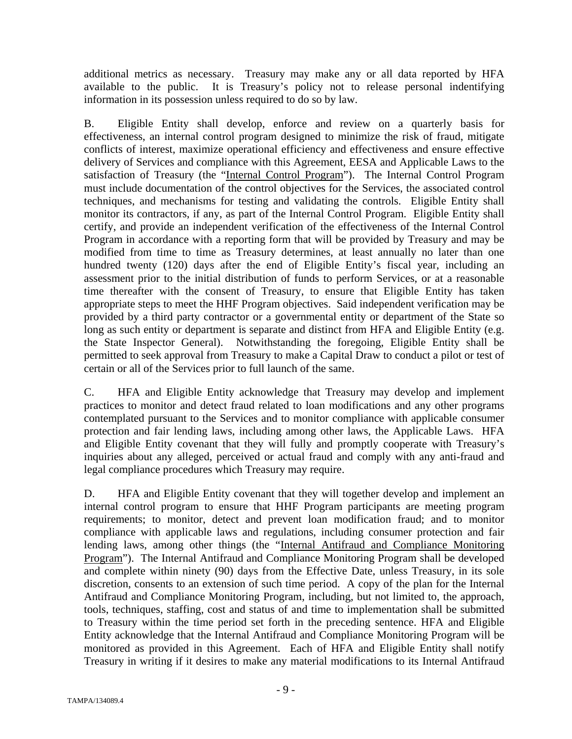additional metrics as necessary. Treasury may make any or all data reported by HFA available to the public. It is Treasury's policy not to release personal indentifying information in its possession unless required to do so by law.

B. Eligible Entity shall develop, enforce and review on a quarterly basis for effectiveness, an internal control program designed to minimize the risk of fraud, mitigate conflicts of interest, maximize operational efficiency and effectiveness and ensure effective delivery of Services and compliance with this Agreement, EESA and Applicable Laws to the satisfaction of Treasury (the "Internal Control Program"). The Internal Control Program must include documentation of the control objectives for the Services, the associated control techniques, and mechanisms for testing and validating the controls. Eligible Entity shall monitor its contractors, if any, as part of the Internal Control Program. Eligible Entity shall certify, and provide an independent verification of the effectiveness of the Internal Control Program in accordance with a reporting form that will be provided by Treasury and may be modified from time to time as Treasury determines, at least annually no later than one hundred twenty (120) days after the end of Eligible Entity's fiscal year, including an assessment prior to the initial distribution of funds to perform Services, or at a reasonable time thereafter with the consent of Treasury, to ensure that Eligible Entity has taken appropriate steps to meet the HHF Program objectives. Said independent verification may be provided by a third party contractor or a governmental entity or department of the State so long as such entity or department is separate and distinct from HFA and Eligible Entity (e.g. the State Inspector General). Notwithstanding the foregoing, Eligible Entity shall be permitted to seek approval from Treasury to make a Capital Draw to conduct a pilot or test of certain or all of the Services prior to full launch of the same.

C. HFA and Eligible Entity acknowledge that Treasury may develop and implement practices to monitor and detect fraud related to loan modifications and any other programs contemplated pursuant to the Services and to monitor compliance with applicable consumer protection and fair lending laws, including among other laws, the Applicable Laws. HFA and Eligible Entity covenant that they will fully and promptly cooperate with Treasury's inquiries about any alleged, perceived or actual fraud and comply with any anti-fraud and legal compliance procedures which Treasury may require.

D. HFA and Eligible Entity covenant that they will together develop and implement an internal control program to ensure that HHF Program participants are meeting program requirements; to monitor, detect and prevent loan modification fraud; and to monitor compliance with applicable laws and regulations, including consumer protection and fair lending laws, among other things (the "Internal Antifraud and Compliance Monitoring Program"). The Internal Antifraud and Compliance Monitoring Program shall be developed and complete within ninety (90) days from the Effective Date, unless Treasury, in its sole discretion, consents to an extension of such time period. A copy of the plan for the Internal Antifraud and Compliance Monitoring Program, including, but not limited to, the approach, tools, techniques, staffing, cost and status of and time to implementation shall be submitted to Treasury within the time period set forth in the preceding sentence. HFA and Eligible Entity acknowledge that the Internal Antifraud and Compliance Monitoring Program will be monitored as provided in this Agreement. Each of HFA and Eligible Entity shall notify Treasury in writing if it desires to make any material modifications to its Internal Antifraud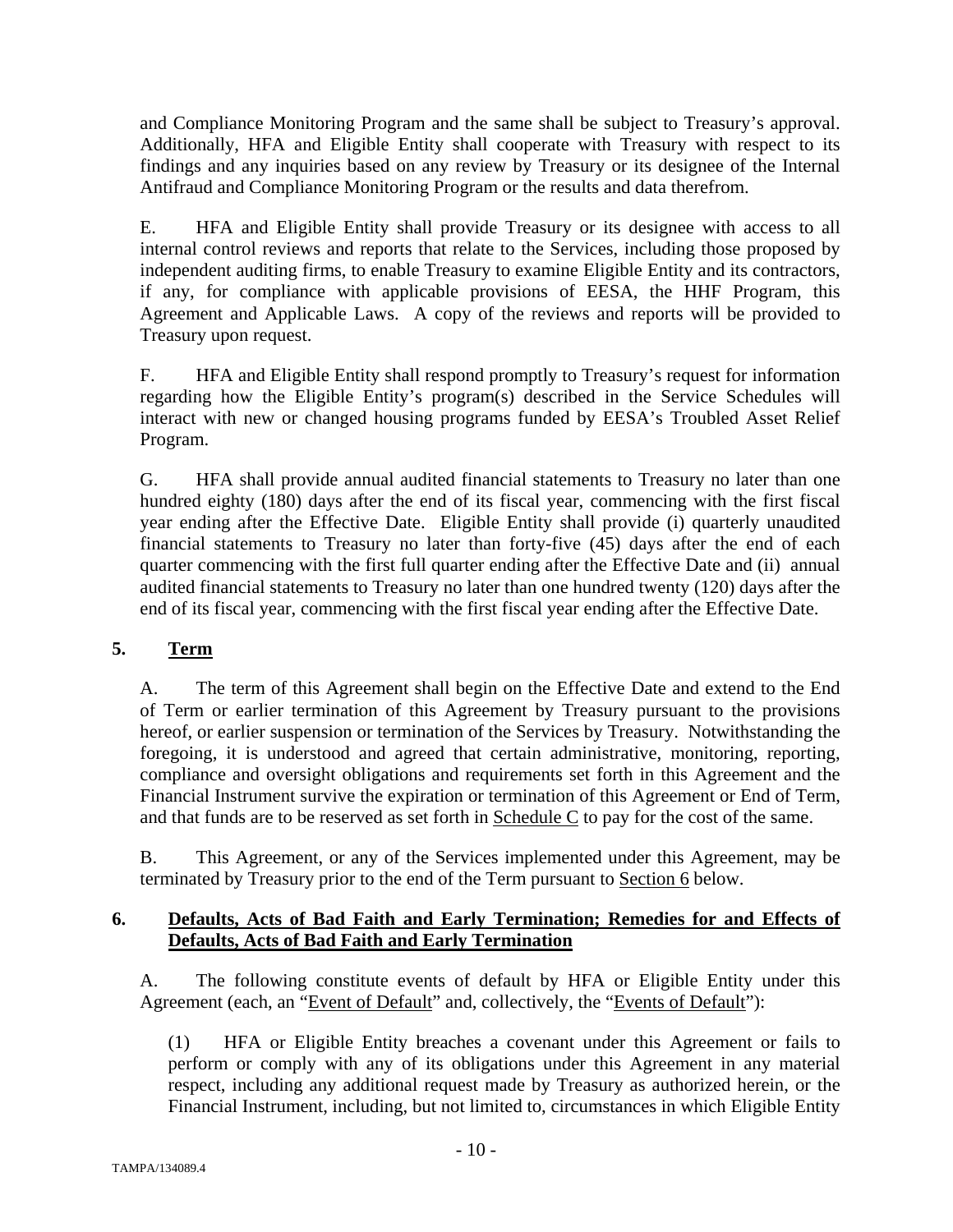and Compliance Monitoring Program and the same shall be subject to Treasury's approval. Additionally, HFA and Eligible Entity shall cooperate with Treasury with respect to its findings and any inquiries based on any review by Treasury or its designee of the Internal Antifraud and Compliance Monitoring Program or the results and data therefrom.

E. HFA and Eligible Entity shall provide Treasury or its designee with access to all internal control reviews and reports that relate to the Services, including those proposed by independent auditing firms, to enable Treasury to examine Eligible Entity and its contractors, if any, for compliance with applicable provisions of EESA, the HHF Program, this Agreement and Applicable Laws. A copy of the reviews and reports will be provided to Treasury upon request.

F. HFA and Eligible Entity shall respond promptly to Treasury's request for information regarding how the Eligible Entity's program(s) described in the Service Schedules will interact with new or changed housing programs funded by EESA's Troubled Asset Relief Program.

G. HFA shall provide annual audited financial statements to Treasury no later than one hundred eighty (180) days after the end of its fiscal year, commencing with the first fiscal year ending after the Effective Date. Eligible Entity shall provide (i) quarterly unaudited financial statements to Treasury no later than forty-five (45) days after the end of each quarter commencing with the first full quarter ending after the Effective Date and (ii) annual audited financial statements to Treasury no later than one hundred twenty (120) days after the end of its fiscal year, commencing with the first fiscal year ending after the Effective Date.

## 5. Term

A. The term of this Agreement shall begin on the Effective Date and extend to the End of Term or earlier termination of this Agreement by Treasury pursuant to the provisions hereof, or earlier suspension or termination of the Services by Treasury. Notwithstanding the foregoing, it is understood and agreed that certain administrative, monitoring, reporting, compliance and oversight obligations and requirements set forth in this Agreement and the Financial Instrument survive the expiration or termination of this Agreement or End of Term, and that funds are to be reserved as set forth in Schedule C to pay for the cost of the same.

B. This Agreement, or any of the Services implemented under this Agreement, may be terminated by Treasury prior to the end of the Term pursuant to Section 6 below.

## 6. Defaults, Acts of Bad Faith and Early Termination; Remedies for and Effects of Defaults, Acts of Bad Faith and Early Termination

A. The following constitute events of default by HFA or Eligible Entity under this Agreement (each, an "Event of Default" and, collectively, the "Events of Default"):

(1) HFA or Eligible Entity breaches a covenant under this Agreement or fails to perform or comply with any of its obligations under this Agreement in any material respect, including any additional request made by Treasury as authorized herein, or the Financial Instrument, including, but not limited to, circumstances in which Eligible Entity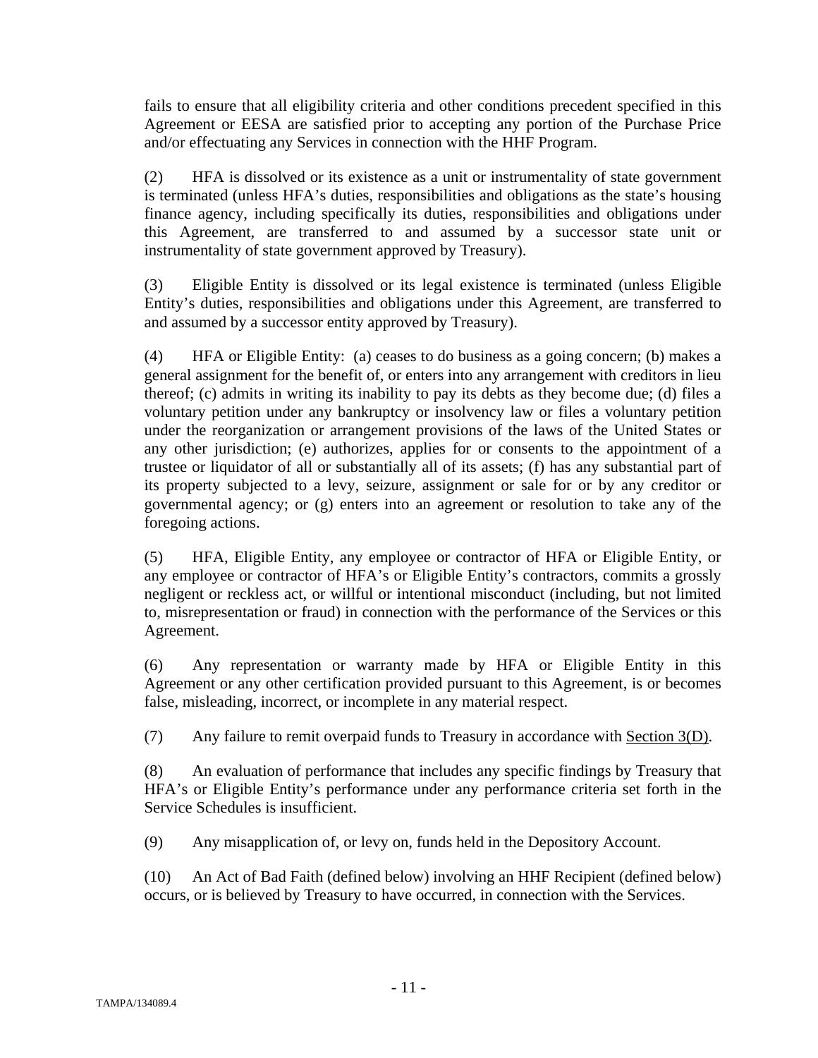fails to ensure that all eligibility criteria and other conditions precedent specified in this Agreement or EESA are satisfied prior to accepting any portion of the Purchase Price and/or effectuating any Services in connection with the HHF Program.

(2) HFA is dissolved or its existence as a unit or instrumentality of state government is terminated (unless HFA's duties, responsibilities and obligations as the state's housing finance agency, including specifically its duties, responsibilities and obligations under this Agreement, are transferred to and assumed by a successor state unit or instrumentality of state government approved by Treasury).

(3) Eligible Entity is dissolved or its legal existence is terminated (unless Eligible Entity's duties, responsibilities and obligations under this Agreement, are transferred to and assumed by a successor entity approved by Treasury).

(4) HFA or Eligible Entity: (a) ceases to do business as a going concern; (b) makes a general assignment for the benefit of, or enters into any arrangement with creditors in lieu thereof; (c) admits in writing its inability to pay its debts as they become due; (d) files a voluntary petition under any bankruptcy or insolvency law or files a voluntary petition under the reorganization or arrangement provisions of the laws of the United States or any other jurisdiction; (e) authorizes, applies for or consents to the appointment of a trustee or liquidator of all or substantially all of its assets; (f) has any substantial part of its property subjected to a levy, seizure, assignment or sale for or by any creditor or governmental agency; or (g) enters into an agreement or resolution to take any of the foregoing actions.

(5) HFA, Eligible Entity, any employee or contractor of HFA or Eligible Entity, or any employee or contractor of HFA's or Eligible Entity's contractors, commits a grossly negligent or reckless act, or willful or intentional misconduct (including, but not limited to, misrepresentation or fraud) in connection with the performance of the Services or this Agreement.

(6) Any representation or warranty made by HFA or Eligible Entity in this Agreement or any other certification provided pursuant to this Agreement, is or becomes false, misleading, incorrect, or incomplete in any material respect.

(7) Any failure to remit overpaid funds to Treasury in accordance with Section 3(D).

(8) An evaluation of performance that includes any specific findings by Treasury that HFA's or Eligible Entity's performance under any performance criteria set forth in the Service Schedules is insufficient.

(9) Any misapplication of, or levy on, funds held in the Depository Account.

(10) An Act of Bad Faith (defined below) involving an HHF Recipient (defined below) occurs, or is believed by Treasury to have occurred, in connection with the Services.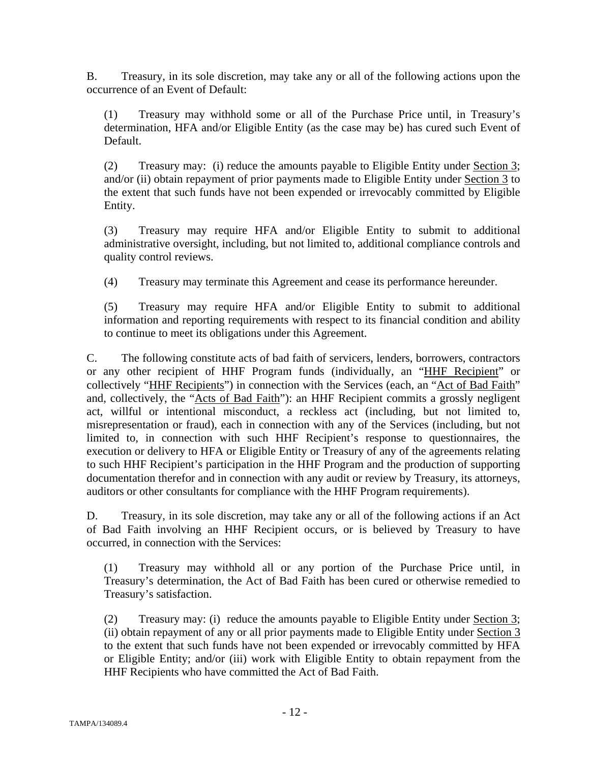B. Treasury, in its sole discretion, may take any or all of the following actions upon the occurrence of an Event of Default:

(1) Treasury may withhold some or all of the Purchase Price until, in Treasury's determination, HFA and/or Eligible Entity (as the case may be) has cured such Event of Default.

(2) Treasury may: (i) reduce the amounts payable to Eligible Entity under Section 3; and/or (ii) obtain repayment of prior payments made to Eligible Entity under Section 3 to the extent that such funds have not been expended or irrevocably committed by Eligible Entity.

(3) Treasury may require HFA and/or Eligible Entity to submit to additional administrative oversight, including, but not limited to, additional compliance controls and quality control reviews.

(4) Treasury may terminate this Agreement and cease its performance hereunder.

(5) Treasury may require HFA and/or Eligible Entity to submit to additional information and reporting requirements with respect to its financial condition and ability to continue to meet its obligations under this Agreement.

C. The following constitute acts of bad faith of servicers, lenders, borrowers, contractors or any other recipient of HHF Program funds (individually, an "HHF Recipient" or collectively "HHF Recipients") in connection with the Services (each, an "Act of Bad Faith" and, collectively, the "Acts of Bad Faith"): an HHF Recipient commits a grossly negligent act, willful or intentional misconduct, a reckless act (including, but not limited to, misrepresentation or fraud), each in connection with any of the Services (including, but not limited to, in connection with such HHF Recipient's response to questionnaires, the execution or delivery to HFA or Eligible Entity or Treasury of any of the agreements relating to such HHF Recipient's participation in the HHF Program and the production of supporting documentation therefor and in connection with any audit or review by Treasury, its attorneys, auditors or other consultants for compliance with the HHF Program requirements).

D. Treasury, in its sole discretion, may take any or all of the following actions if an Act of Bad Faith involving an HHF Recipient occurs, or is believed by Treasury to have occurred, in connection with the Services:

(1) Treasury may withhold all or any portion of the Purchase Price until, in Treasury's determination, the Act of Bad Faith has been cured or otherwise remedied to Treasury's satisfaction.

(2) Treasury may: (i) reduce the amounts payable to Eligible Entity under Section 3; (ii) obtain repayment of any or all prior payments made to Eligible Entity under Section 3 to the extent that such funds have not been expended or irrevocably committed by HFA or Eligible Entity; and/or (iii) work with Eligible Entity to obtain repayment from the HHF Recipients who have committed the Act of Bad Faith.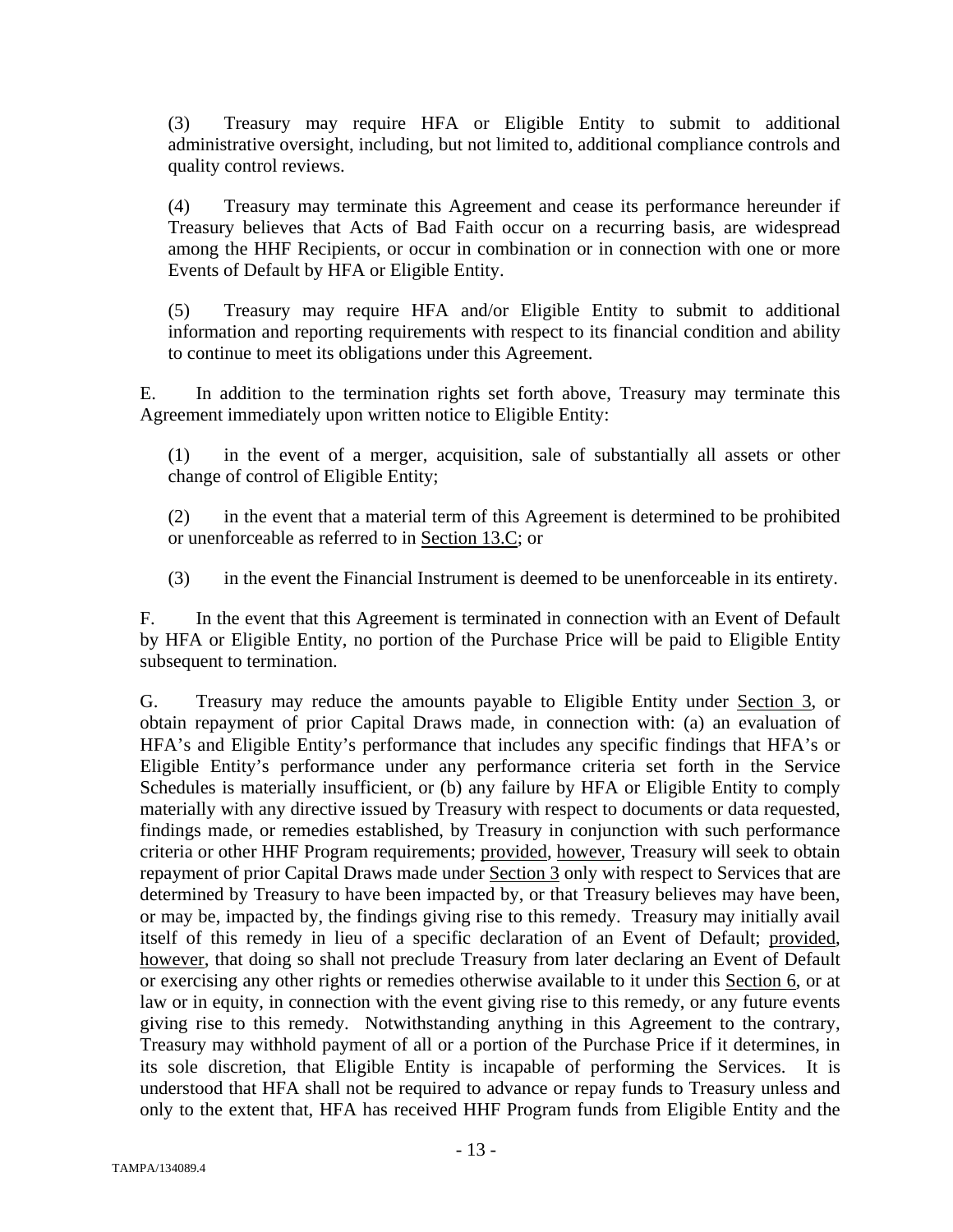(3) Treasury may require HFA or Eligible Entity to submit to additional administrative oversight, including, but not limited to, additional compliance controls and quality control reviews.

(4) Treasury may terminate this Agreement and cease its performance hereunder if Treasury believes that Acts of Bad Faith occur on a recurring basis, are widespread among the HHF Recipients, or occur in combination or in connection with one or more Events of Default by HFA or Eligible Entity.

(5) Treasury may require HFA and/or Eligible Entity to submit to additional information and reporting requirements with respect to its financial condition and ability to continue to meet its obligations under this Agreement.

E. In addition to the termination rights set forth above, Treasury may terminate this Agreement immediately upon written notice to Eligible Entity:

(1) in the event of a merger, acquisition, sale of substantially all assets or other change of control of Eligible Entity;

(2) in the event that a material term of this Agreement is determined to be prohibited or unenforceable as referred to in Section 13.C; or

(3) in the event the Financial Instrument is deemed to be unenforceable in its entirety.

F. In the event that this Agreement is terminated in connection with an Event of Default by HFA or Eligible Entity, no portion of the Purchase Price will be paid to Eligible Entity subsequent to termination.

G. Treasury may reduce the amounts payable to Eligible Entity under Section 3, or obtain repayment of prior Capital Draws made, in connection with: (a) an evaluation of HFA's and Eligible Entity's performance that includes any specific findings that HFA's or Eligible Entity's performance under any performance criteria set forth in the Service Schedules is materially insufficient, or (b) any failure by HFA or Eligible Entity to comply materially with any directive issued by Treasury with respect to documents or data requested, findings made, or remedies established, by Treasury in conjunction with such performance criteria or other HHF Program requirements; provided, however, Treasury will seek to obtain repayment of prior Capital Draws made under Section 3 only with respect to Services that are determined by Treasury to have been impacted by, or that Treasury believes may have been, or may be, impacted by, the findings giving rise to this remedy. Treasury may initially avail itself of this remedy in lieu of a specific declaration of an Event of Default; provided, however, that doing so shall not preclude Treasury from later declaring an Event of Default or exercising any other rights or remedies otherwise available to it under this Section 6, or at law or in equity, in connection with the event giving rise to this remedy, or any future events giving rise to this remedy. Notwithstanding anything in this Agreement to the contrary, Treasury may withhold payment of all or a portion of the Purchase Price if it determines, in its sole discretion, that Eligible Entity is incapable of performing the Services. It is understood that HFA shall not be required to advance or repay funds to Treasury unless and only to the extent that, HFA has received HHF Program funds from Eligible Entity and the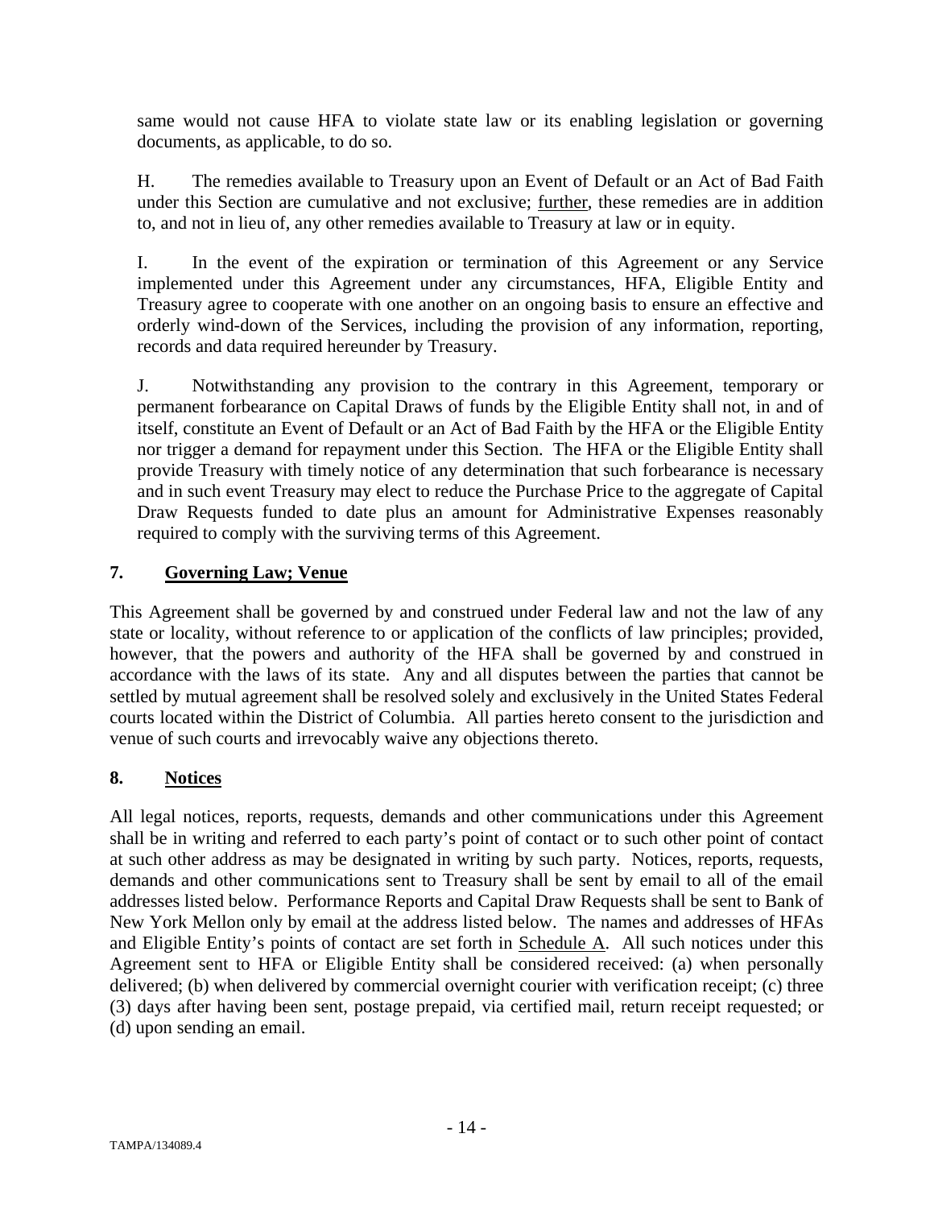same would not cause HFA to violate state law or its enabling legislation or governing documents, as applicable, to do so.

H. The remedies available to Treasury upon an Event of Default or an Act of Bad Faith under this Section are cumulative and not exclusive; further, these remedies are in addition to, and not in lieu of, any other remedies available to Treasury at law or in equity.

I. In the event of the expiration or termination of this Agreement or any Service implemented under this Agreement under any circumstances, HFA, Eligible Entity and Treasury agree to cooperate with one another on an ongoing basis to ensure an effective and orderly wind-down of the Services, including the provision of any information, reporting, records and data required hereunder by Treasury.

J. Notwithstanding any provision to the contrary in this Agreement, temporary or permanent forbearance on Capital Draws of funds by the Eligible Entity shall not, in and of itself, constitute an Event of Default or an Act of Bad Faith by the HFA or the Eligible Entity nor trigger a demand for repayment under this Section. The HFA or the Eligible Entity shall provide Treasury with timely notice of any determination that such forbearance is necessary and in such event Treasury may elect to reduce the Purchase Price to the aggregate of Capital Draw Requests funded to date plus an amount for Administrative Expenses reasonably required to comply with the surviving terms of this Agreement.

## 7. Governing Law; Venue

This Agreement shall be governed by and construed under Federal law and not the law of any state or locality, without reference to or application of the conflicts of law principles; provided, however, that the powers and authority of the HFA shall be governed by and construed in accordance with the laws of its state. Any and all disputes between the parties that cannot be settled by mutual agreement shall be resolved solely and exclusively in the United States Federal courts located within the District of Columbia. All parties hereto consent to the jurisdiction and venue of such courts and irrevocably waive any objections thereto.

## 8. Notices

All legal notices, reports, requests, demands and other communications under this Agreement shall be in writing and referred to each party's point of contact or to such other point of contact at such other address as may be designated in writing by such party. Notices, reports, requests, demands and other communications sent to Treasury shall be sent by email to all of the email addresses listed below. Performance Reports and Capital Draw Requests shall be sent to Bank of New York Mellon only by email at the address listed below. The names and addresses of HFAs and Eligible Entity's points of contact are set forth in Schedule A. All such notices under this Agreement sent to HFA or Eligible Entity shall be considered received: (a) when personally delivered; (b) when delivered by commercial overnight courier with verification receipt; (c) three (3) days after having been sent, postage prepaid, via certified mail, return receipt requested; or (d) upon sending an email.

TAMPA/134089.4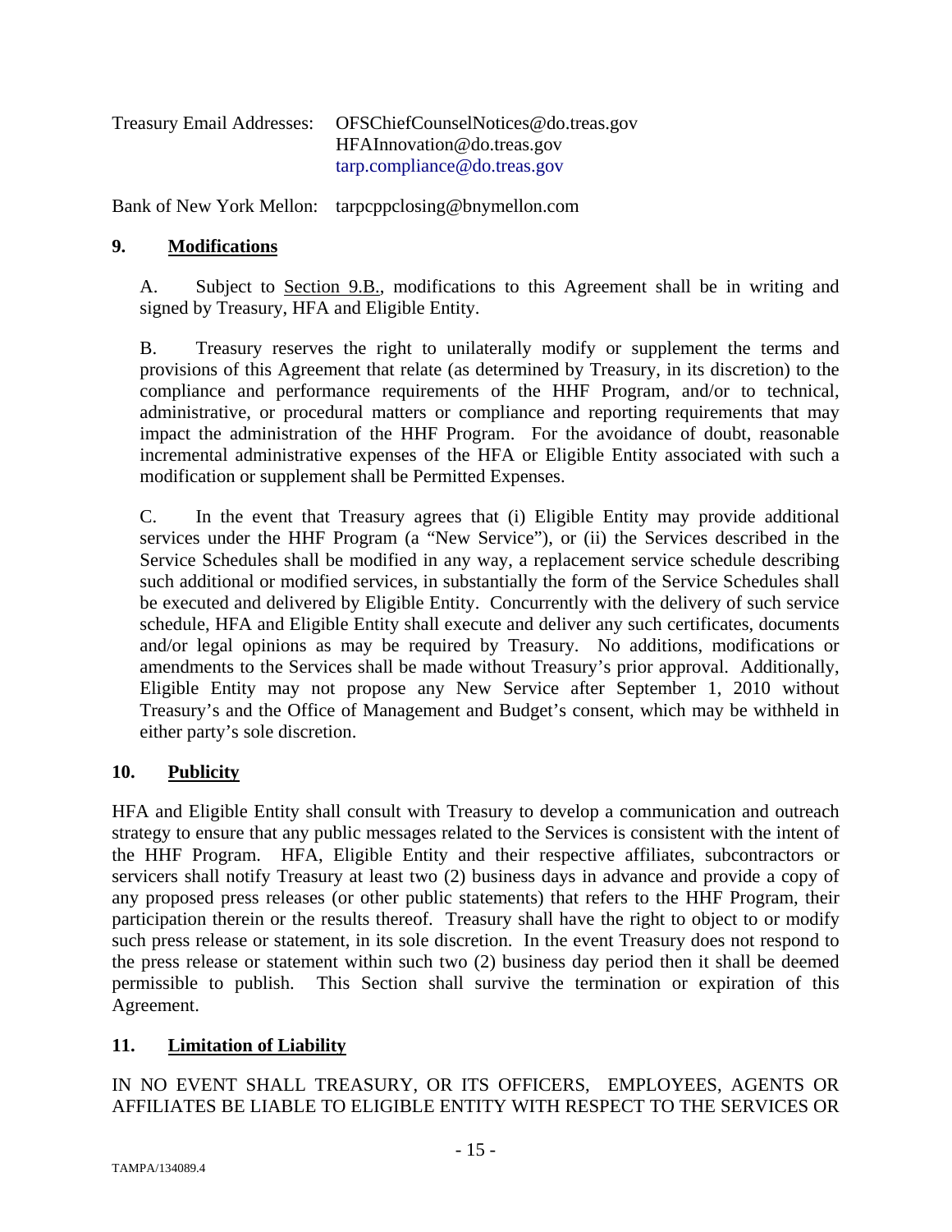Treasury Email Addresses: OFSChiefCounselNotices@do.treas.gov
HFAInnovation@do.treas.gov
tarp.compliance@do.treas.gov

Bank of New York Mellon: tarpcppclosing@bnymellon.com

## 9. Modifications

A. Subject to Section 9.B., modifications to this Agreement shall be in writing and signed by Treasury, HFA and Eligible Entity.

B. Treasury reserves the right to unilaterally modify or supplement the terms and provisions of this Agreement that relate (as determined by Treasury, in its discretion) to the compliance and performance requirements of the HHF Program, and/or to technical, administrative, or procedural matters or compliance and reporting requirements that may impact the administration of the HHF Program. For the avoidance of doubt, reasonable incremental administrative expenses of the HFA or Eligible Entity associated with such a modification or supplement shall be Permitted Expenses.

C. In the event that Treasury agrees that (i) Eligible Entity may provide additional services under the HHF Program (a "New Service"), or (ii) the Services described in the Service Schedules shall be modified in any way, a replacement service schedule describing such additional or modified services, in substantially the form of the Service Schedules shall be executed and delivered by Eligible Entity. Concurrently with the delivery of such service schedule, HFA and Eligible Entity shall execute and deliver any such certificates, documents and/or legal opinions as may be required by Treasury. No additions, modifications or amendments to the Services shall be made without Treasury's prior approval. Additionally, Eligible Entity may not propose any New Service after September 1, 2010 without Treasury's and the Office of Management and Budget's consent, which may be withheld in either party's sole discretion.

## 10. Publicity

HFA and Eligible Entity shall consult with Treasury to develop a communication and outreach strategy to ensure that any public messages related to the Services is consistent with the intent of the HHF Program. HFA, Eligible Entity and their respective affiliates, subcontractors or servicers shall notify Treasury at least two (2) business days in advance and provide a copy of any proposed press releases (or other public statements) that refers to the HHF Program, their participation therein or the results thereof. Treasury shall have the right to object to or modify such press release or statement, in its sole discretion. In the event Treasury does not respond to the press release or statement within such two (2) business day period then it shall be deemed permissible to publish. This Section shall survive the termination or expiration of this Agreement.

## 11. Limitation of Liability

IN NO EVENT SHALL TREASURY, OR ITS OFFICERS, EMPLOYEES, AGENTS OR AFFILIATES BE LIABLE TO ELIGIBLE ENTITY WITH RESPECT TO THE SERVICES OR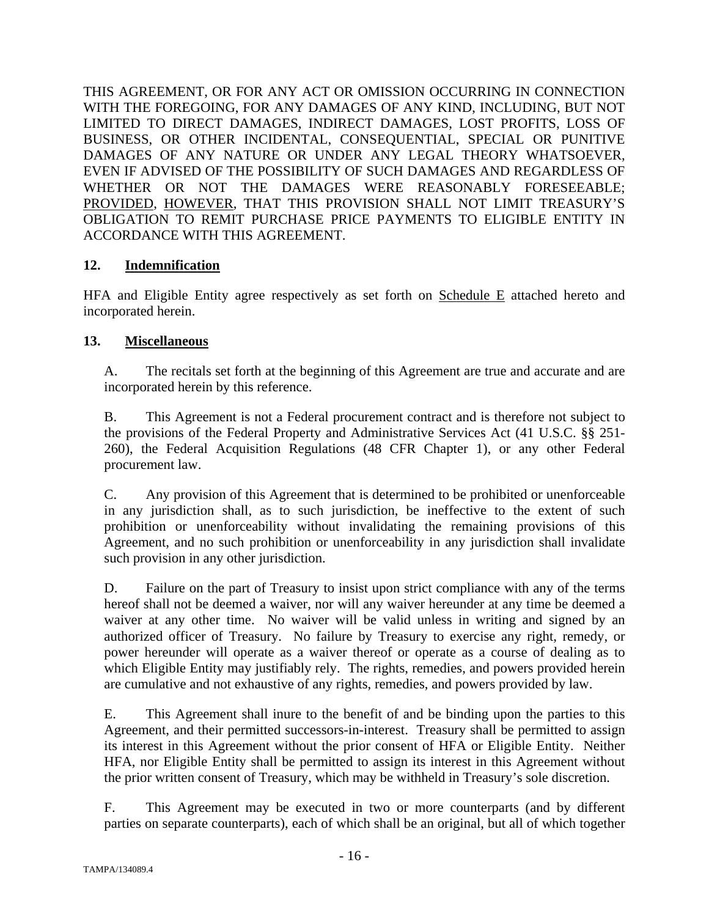THIS AGREEMENT, OR FOR ANY ACT OR OMISSION OCCURRING IN CONNECTION WITH THE FOREGOING, FOR ANY DAMAGES OF ANY KIND, INCLUDING, BUT NOT LIMITED TO DIRECT DAMAGES, INDIRECT DAMAGES, LOST PROFITS, LOSS OF BUSINESS, OR OTHER INCIDENTAL, CONSEQUENTIAL, SPECIAL OR PUNITIVE DAMAGES OF ANY NATURE OR UNDER ANY LEGAL THEORY WHATSOEVER, EVEN IF ADVISED OF THE POSSIBILITY OF SUCH DAMAGES AND REGARDLESS OF WHETHER OR NOT THE DAMAGES WERE REASONABLY FORESEEABLE; PROVIDED, HOWEVER, THAT THIS PROVISION SHALL NOT LIMIT TREASURY'S OBLIGATION TO REMIT PURCHASE PRICE PAYMENTS TO ELIGIBLE ENTITY IN ACCORDANCE WITH THIS AGREEMENT.

## 12. Indemnification

HFA and Eligible Entity agree respectively as set forth on Schedule E attached hereto and incorporated herein.

## 13. Miscellaneous

A. The recitals set forth at the beginning of this Agreement are true and accurate and are incorporated herein by this reference.

B. This Agreement is not a Federal procurement contract and is therefore not subject to the provisions of the Federal Property and Administrative Services Act (41 U.S.C. §§ 251-260), the Federal Acquisition Regulations (48 CFR Chapter 1), or any other Federal procurement law.

C. Any provision of this Agreement that is determined to be prohibited or unenforceable in any jurisdiction shall, as to such jurisdiction, be ineffective to the extent of such prohibition or unenforceability without invalidating the remaining provisions of this Agreement, and no such prohibition or unenforceability in any jurisdiction shall invalidate such provision in any other jurisdiction.

D. Failure on the part of Treasury to insist upon strict compliance with any of the terms hereof shall not be deemed a waiver, nor will any waiver hereunder at any time be deemed a waiver at any other time. No waiver will be valid unless in writing and signed by an authorized officer of Treasury. No failure by Treasury to exercise any right, remedy, or power hereunder will operate as a waiver thereof or operate as a course of dealing as to which Eligible Entity may justifiably rely. The rights, remedies, and powers provided herein are cumulative and not exhaustive of any rights, remedies, and powers provided by law.

E. This Agreement shall inure to the benefit of and be binding upon the parties to this Agreement, and their permitted successors-in-interest. Treasury shall be permitted to assign its interest in this Agreement without the prior consent of HFA or Eligible Entity. Neither HFA, nor Eligible Entity shall be permitted to assign its interest in this Agreement without the prior written consent of Treasury, which may be withheld in Treasury's sole discretion.

F. This Agreement may be executed in two or more counterparts (and by different parties on separate counterparts), each of which shall be an original, but all of which together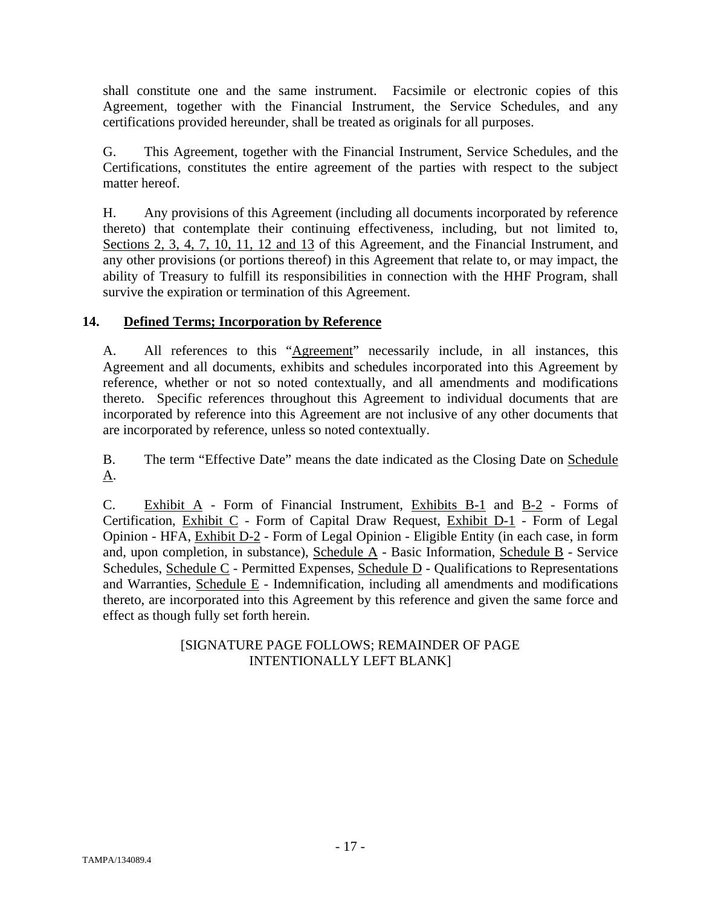shall constitute one and the same instrument. Facsimile or electronic copies of this Agreement, together with the Financial Instrument, the Service Schedules, and any certifications provided hereunder, shall be treated as originals for all purposes.

G. This Agreement, together with the Financial Instrument, Service Schedules, and the Certifications, constitutes the entire agreement of the parties with respect to the subject matter hereof.

H. Any provisions of this Agreement (including all documents incorporated by reference thereto) that contemplate their continuing effectiveness, including, but not limited to, Sections 2, 3, 4, 7, 10, 11, 12 and 13 of this Agreement, and the Financial Instrument, and any other provisions (or portions thereof) in this Agreement that relate to, or may impact, the ability of Treasury to fulfill its responsibilities in connection with the HHF Program, shall survive the expiration or termination of this Agreement.

## 14. Defined Terms; Incorporation by Reference

A. All references to this "Agreement" necessarily include, in all instances, this Agreement and all documents, exhibits and schedules incorporated into this Agreement by reference, whether or not so noted contextually, and all amendments and modifications thereto. Specific references throughout this Agreement to individual documents that are incorporated by reference into this Agreement are not inclusive of any other documents that are incorporated by reference, unless so noted contextually.

B. The term "Effective Date" means the date indicated as the Closing Date on Schedule A.

C. Exhibit A - Form of Financial Instrument, Exhibits B-1 and B-2 - Forms of Certification, Exhibit C - Form of Capital Draw Request, Exhibit D-1 - Form of Legal Opinion - HFA, Exhibit D-2 - Form of Legal Opinion - Eligible Entity (in each case, in form and, upon completion, in substance), Schedule A - Basic Information, Schedule B - Service Schedules, Schedule C - Permitted Expenses, Schedule D - Qualifications to Representations and Warranties, Schedule E - Indemnification, including all amendments and modifications thereto, are incorporated into this Agreement by this reference and given the same force and effect as though fully set forth herein.

[SIGNATURE PAGE FOLLOWS; REMAINDER OF PAGE INTENTIONALLY LEFT BLANK]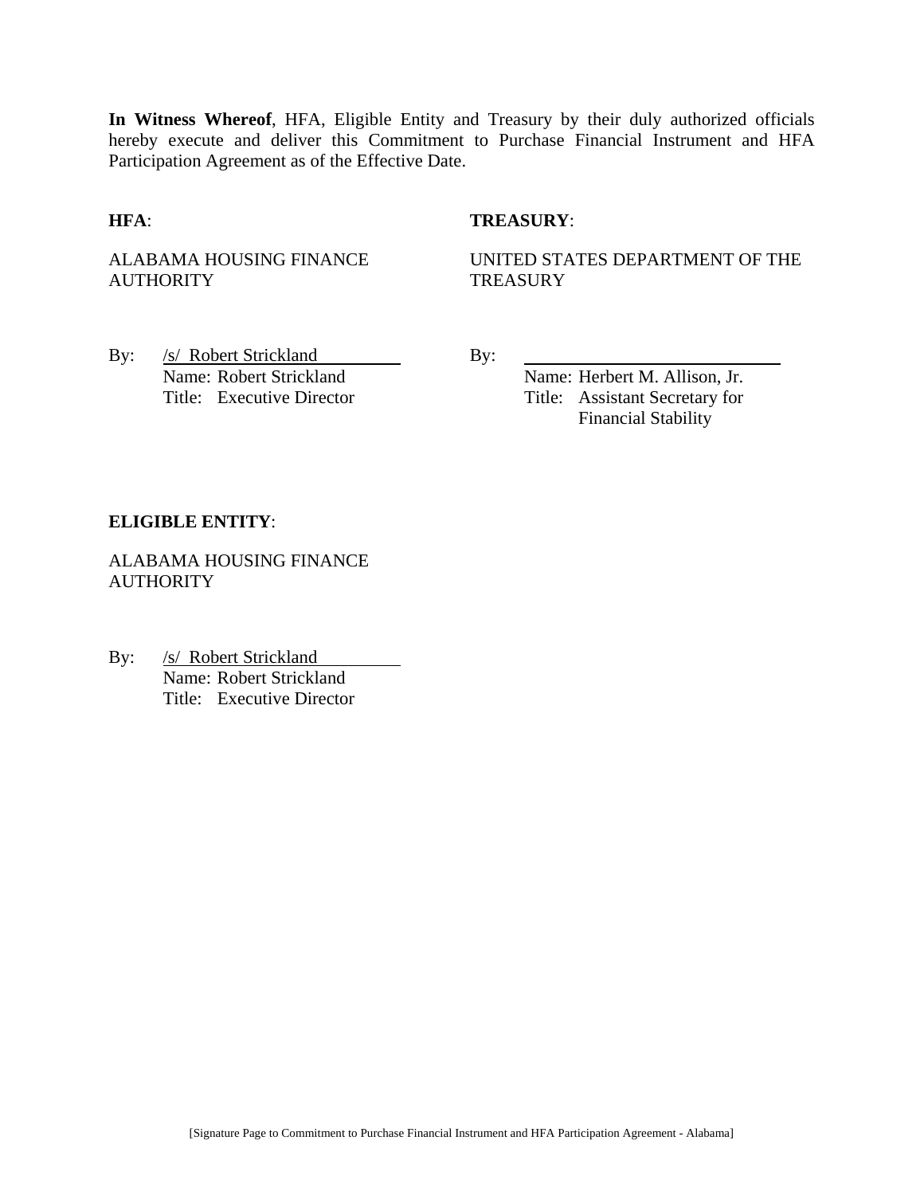**In Witness Whereof**, HFA, Eligible Entity and Treasury by their duly authorized officials hereby execute and deliver this Commitment to Purchase Financial Instrument and HFA Participation Agreement as of the Effective Date.

**HFA**:

ALABAMA HOUSING FINANCE AUTHORITY

By: /s/ Robert Strickland
Name: Robert Strickland
Title: Executive Director

**TREASURY**:

UNITED STATES DEPARTMENT OF THE TREASURY

By: ______________________________
Name: Herbert M. Allison, Jr.
Title: Assistant Secretary for Financial Stability

**ELIGIBLE ENTITY**:

ALABAMA HOUSING FINANCE AUTHORITY

By: /s/ Robert Strickland
Name: Robert Strickland
Title: Executive Director

[Signature Page to Commitment to Purchase Financial Instrument and HFA Participation Agreement - Alabama]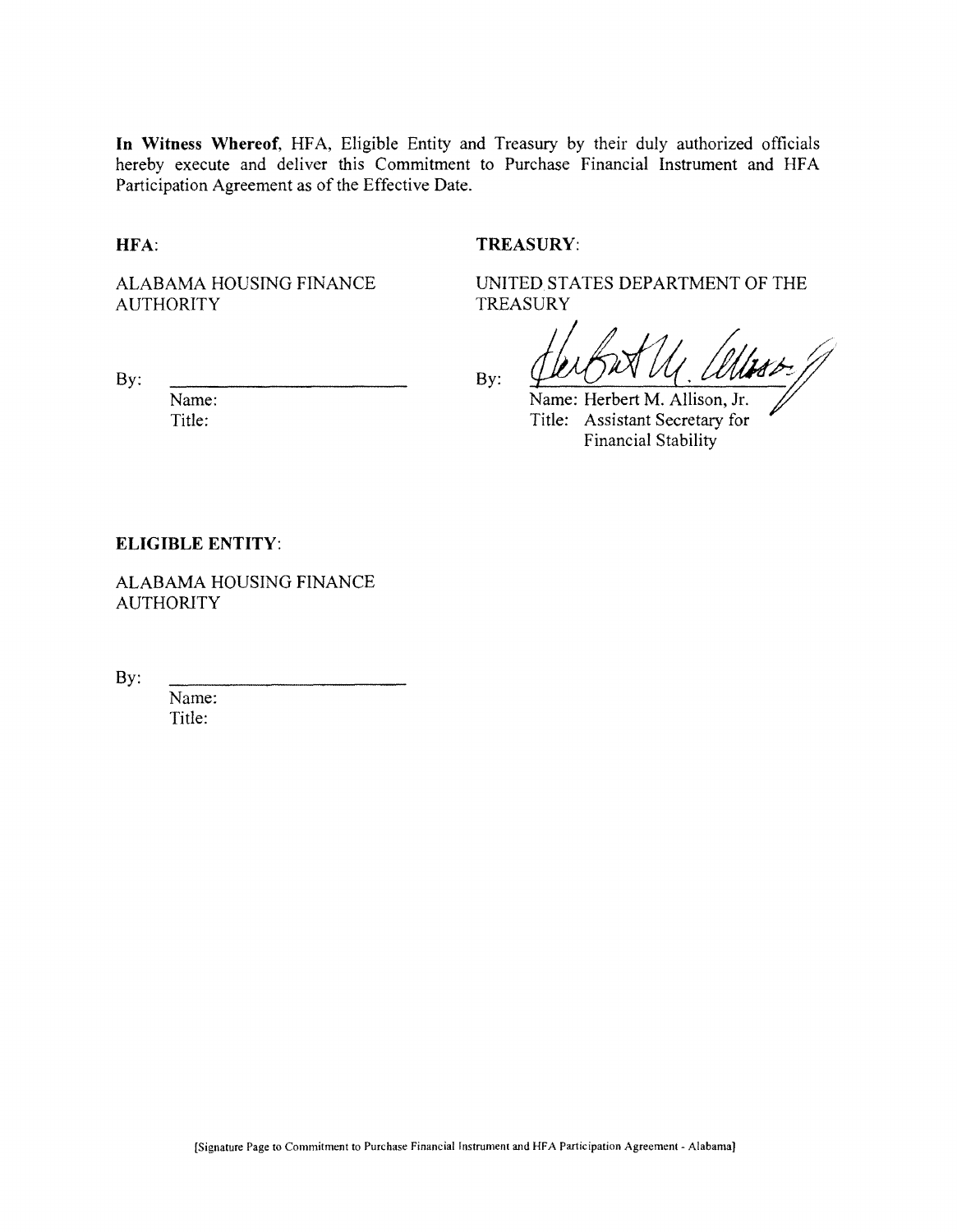**In Witness Whereof**, HFA, Eligible Entity and Treasury by their duly authorized officials hereby execute and deliver this Commitment to Purchase Financial Instrument and HFA Participation Agreement as of the Effective Date.

**HFA**:

ALABAMA HOUSING FINANCE AUTHORITY

By: \_\_\_\_\_\_\_\_\_\_\_\_\_\_\_\_\_\_\_\_\_\_\_\_

Name:
Title:

**TREASURY**:

UNITED STATES DEPARTMENT OF THE TREASURY

By: \_\_\_\_\_\_\_\_\_\_\_\_\_\_\_\_\_\_\_\_\_\_\_\_

Name: Herbert M. Allison, Jr.
Title: Assistant Secretary for Financial Stability

**ELIGIBLE ENTITY**:

ALABAMA HOUSING FINANCE AUTHORITY

By: \_\_\_\_\_\_\_\_\_\_\_\_\_\_\_\_\_\_\_\_\_\_\_\_

Name:
Title:

[Signature Page to Commitment to Purchase Financial Instrument and HFA Participation Agreement - Alabama]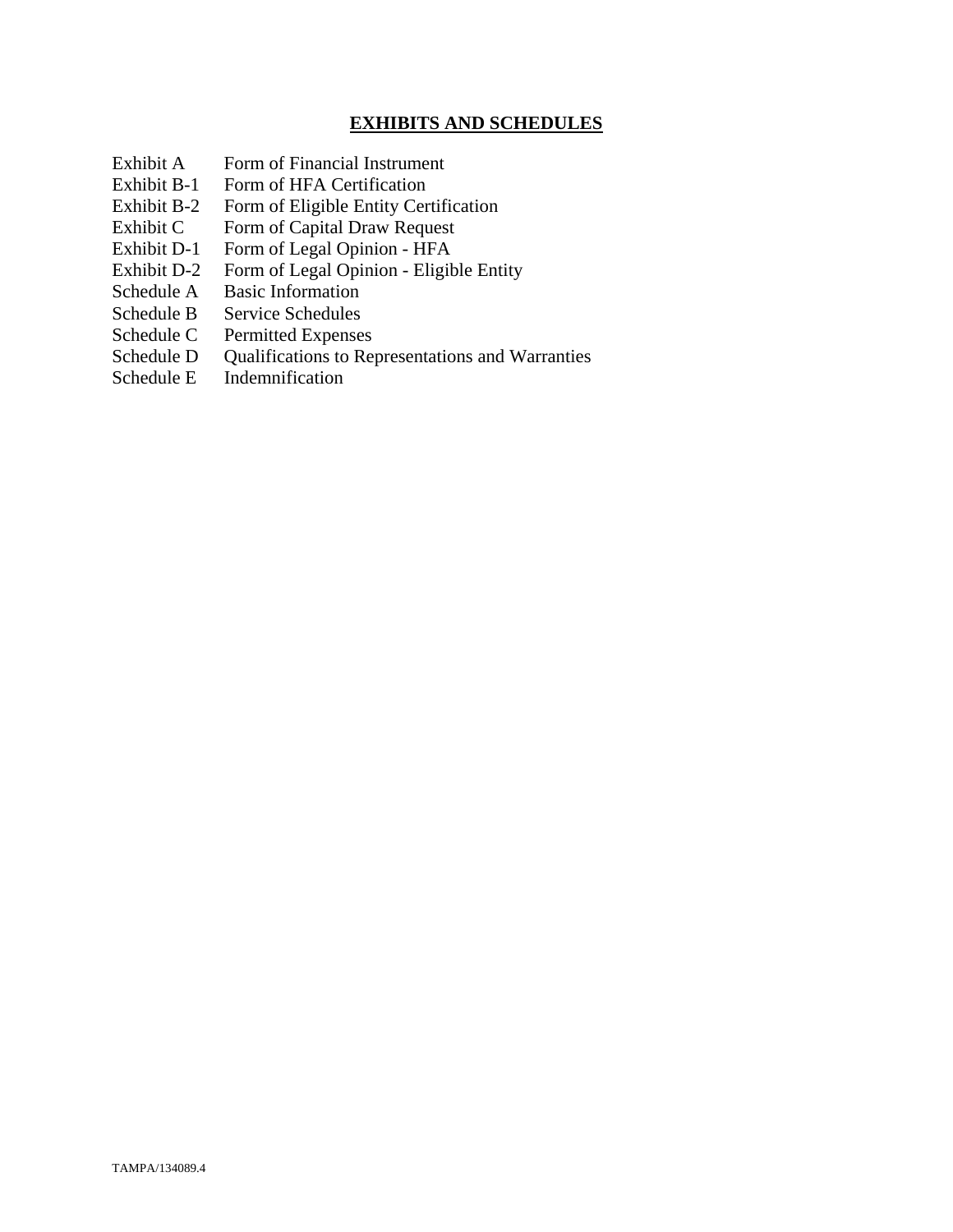## EXHIBITS AND SCHEDULES

| | |
|---|---|
| Exhibit A | Form of Financial Instrument |
| Exhibit B-1 | Form of HFA Certification |
| Exhibit B-2 | Form of Eligible Entity Certification |
| Exhibit C | Form of Capital Draw Request |
| Exhibit D-1 | Form of Legal Opinion - HFA |
| Exhibit D-2 | Form of Legal Opinion - Eligible Entity |
| Schedule A | Basic Information |
| Schedule B | Service Schedules |
| Schedule C | Permitted Expenses |
| Schedule D | Qualifications to Representations and Warranties |
| Schedule E | Indemnification |

TAMPA/134089.4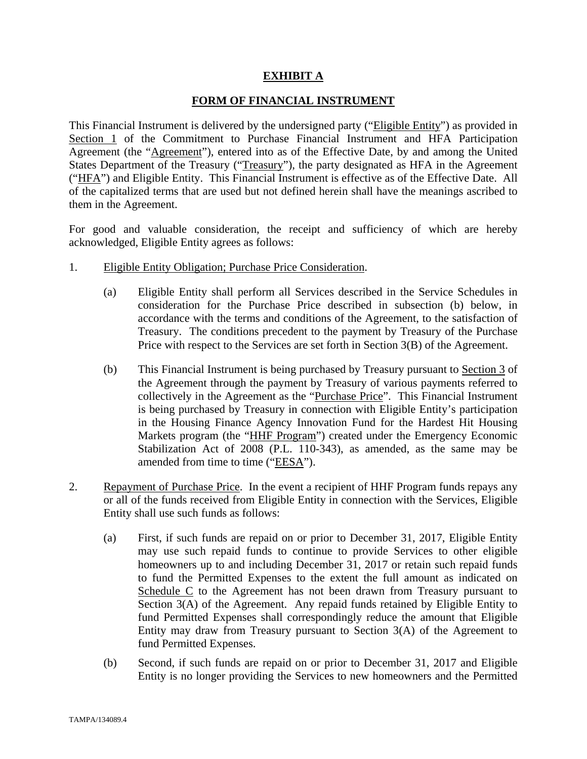## EXHIBIT A

## FORM OF FINANCIAL INSTRUMENT

This Financial Instrument is delivered by the undersigned party ("Eligible Entity") as provided in Section 1 of the Commitment to Purchase Financial Instrument and HFA Participation Agreement (the "Agreement"), entered into as of the Effective Date, by and among the United States Department of the Treasury ("Treasury"), the party designated as HFA in the Agreement ("HFA") and Eligible Entity. This Financial Instrument is effective as of the Effective Date. All of the capitalized terms that are used but not defined herein shall have the meanings ascribed to them in the Agreement.

For good and valuable consideration, the receipt and sufficiency of which are hereby acknowledged, Eligible Entity agrees as follows:

1. Eligible Entity Obligation; Purchase Price Consideration.

   (a) Eligible Entity shall perform all Services described in the Service Schedules in consideration for the Purchase Price described in subsection (b) below, in accordance with the terms and conditions of the Agreement, to the satisfaction of Treasury. The conditions precedent to the payment by Treasury of the Purchase Price with respect to the Services are set forth in Section 3(B) of the Agreement.

   (b) This Financial Instrument is being purchased by Treasury pursuant to Section 3 of the Agreement through the payment by Treasury of various payments referred to collectively in the Agreement as the "Purchase Price". This Financial Instrument is being purchased by Treasury in connection with Eligible Entity's participation in the Housing Finance Agency Innovation Fund for the Hardest Hit Housing Markets program (the "HHF Program") created under the Emergency Economic Stabilization Act of 2008 (P.L. 110-343), as amended, as the same may be amended from time to time ("EESA").

2. Repayment of Purchase Price. In the event a recipient of HHF Program funds repays any or all of the funds received from Eligible Entity in connection with the Services, Eligible Entity shall use such funds as follows:

   (a) First, if such funds are repaid on or prior to December 31, 2017, Eligible Entity may use such repaid funds to continue to provide Services to other eligible homeowners up to and including December 31, 2017 or retain such repaid funds to fund the Permitted Expenses to the extent the full amount as indicated on Schedule C to the Agreement has not been drawn from Treasury pursuant to Section 3(A) of the Agreement. Any repaid funds retained by Eligible Entity to fund Permitted Expenses shall correspondingly reduce the amount that Eligible Entity may draw from Treasury pursuant to Section 3(A) of the Agreement to fund Permitted Expenses.

   (b) Second, if such funds are repaid on or prior to December 31, 2017 and Eligible Entity is no longer providing the Services to new homeowners and the Permitted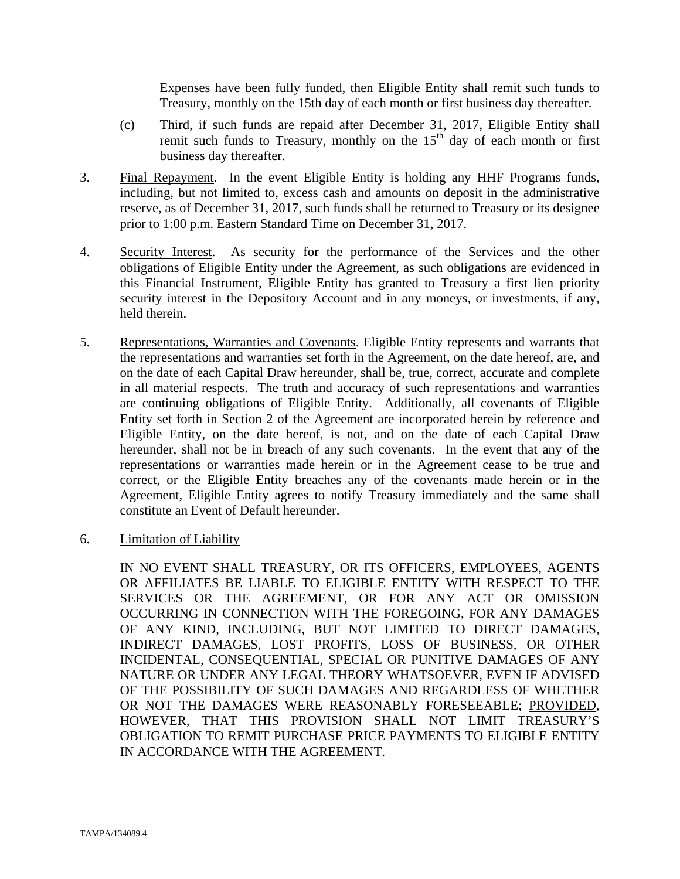Expenses have been fully funded, then Eligible Entity shall remit such funds to Treasury, monthly on the 15th day of each month or first business day thereafter.

(c) Third, if such funds are repaid after December 31, 2017, Eligible Entity shall remit such funds to Treasury, monthly on the 15th day of each month or first business day thereafter.

3. Final Repayment. In the event Eligible Entity is holding any HHF Programs funds, including, but not limited to, excess cash and amounts on deposit in the administrative reserve, as of December 31, 2017, such funds shall be returned to Treasury or its designee prior to 1:00 p.m. Eastern Standard Time on December 31, 2017.

4. Security Interest. As security for the performance of the Services and the other obligations of Eligible Entity under the Agreement, as such obligations are evidenced in this Financial Instrument, Eligible Entity has granted to Treasury a first lien priority security interest in the Depository Account and in any moneys, or investments, if any, held therein.

5. Representations, Warranties and Covenants. Eligible Entity represents and warrants that the representations and warranties set forth in the Agreement, on the date hereof, are, and on the date of each Capital Draw hereunder, shall be, true, correct, accurate and complete in all material respects. The truth and accuracy of such representations and warranties are continuing obligations of Eligible Entity. Additionally, all covenants of Eligible Entity set forth in Section 2 of the Agreement are incorporated herein by reference and Eligible Entity, on the date hereof, is not, and on the date of each Capital Draw hereunder, shall not be in breach of any such covenants. In the event that any of the representations or warranties made herein or in the Agreement cease to be true and correct, or the Eligible Entity breaches any of the covenants made herein or in the Agreement, Eligible Entity agrees to notify Treasury immediately and the same shall constitute an Event of Default hereunder.

6. Limitation of Liability

IN NO EVENT SHALL TREASURY, OR ITS OFFICERS, EMPLOYEES, AGENTS OR AFFILIATES BE LIABLE TO ELIGIBLE ENTITY WITH RESPECT TO THE SERVICES OR THE AGREEMENT, OR FOR ANY ACT OR OMISSION OCCURRING IN CONNECTION WITH THE FOREGOING, FOR ANY DAMAGES OF ANY KIND, INCLUDING, BUT NOT LIMITED TO DIRECT DAMAGES, INDIRECT DAMAGES, LOST PROFITS, LOSS OF BUSINESS, OR OTHER INCIDENTAL, CONSEQUENTIAL, SPECIAL OR PUNITIVE DAMAGES OF ANY NATURE OR UNDER ANY LEGAL THEORY WHATSOEVER, EVEN IF ADVISED OF THE POSSIBILITY OF SUCH DAMAGES AND REGARDLESS OF WHETHER OR NOT THE DAMAGES WERE REASONABLY FORESEEABLE; PROVIDED, HOWEVER, THAT THIS PROVISION SHALL NOT LIMIT TREASURY'S OBLIGATION TO REMIT PURCHASE PRICE PAYMENTS TO ELIGIBLE ENTITY IN ACCORDANCE WITH THE AGREEMENT.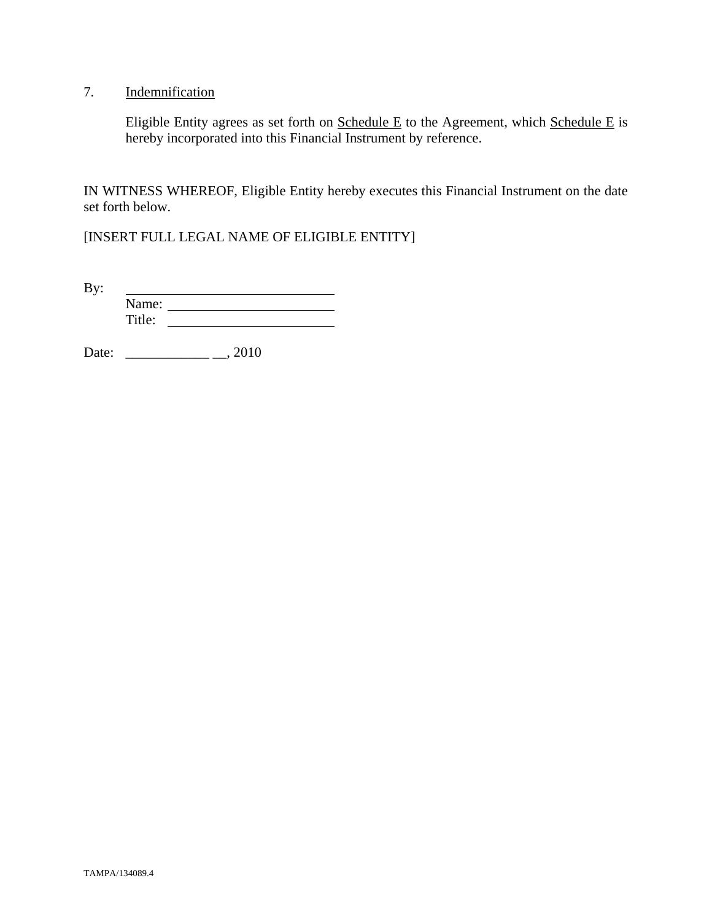7. <u>Indemnification</u>

Eligible Entity agrees as set forth on <u>Schedule E</u> to the Agreement, which <u>Schedule E</u> is hereby incorporated into this Financial Instrument by reference.

IN WITNESS WHEREOF, Eligible Entity hereby executes this Financial Instrument on the date set forth below.

[INSERT FULL LEGAL NAME OF ELIGIBLE ENTITY]

By: ______________________________
Name: ________________________
Title: ________________________

Date: ____________ __, 2010

TAMPA/134089.4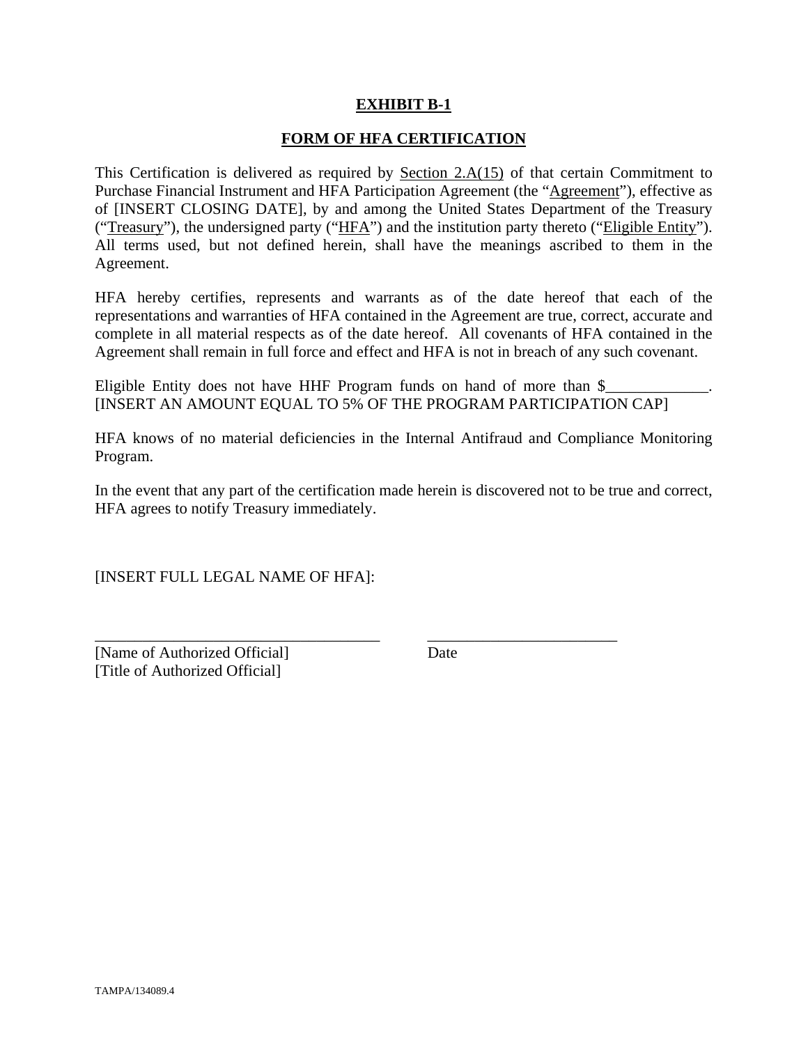# EXHIBIT B-1

## FORM OF HFA CERTIFICATION

This Certification is delivered as required by Section 2.A(15) of that certain Commitment to Purchase Financial Instrument and HFA Participation Agreement (the "Agreement"), effective as of [INSERT CLOSING DATE], by and among the United States Department of the Treasury ("Treasury"), the undersigned party ("HFA") and the institution party thereto ("Eligible Entity"). All terms used, but not defined herein, shall have the meanings ascribed to them in the Agreement.

HFA hereby certifies, represents and warrants as of the date hereof that each of the representations and warranties of HFA contained in the Agreement are true, correct, accurate and complete in all material respects as of the date hereof. All covenants of HFA contained in the Agreement shall remain in full force and effect and HFA is not in breach of any such covenant.

Eligible Entity does not have HHF Program funds on hand of more than $_____________. [INSERT AN AMOUNT EQUAL TO 5% OF THE PROGRAM PARTICIPATION CAP]

HFA knows of no material deficiencies in the Internal Antifraud and Compliance Monitoring Program.

In the event that any part of the certification made herein is discovered not to be true and correct, HFA agrees to notify Treasury immediately.

[INSERT FULL LEGAL NAME OF HFA]:

_____________________________________ ________________________
[Name of Authorized Official] Date
[Title of Authorized Official]

TAMPA/134089.4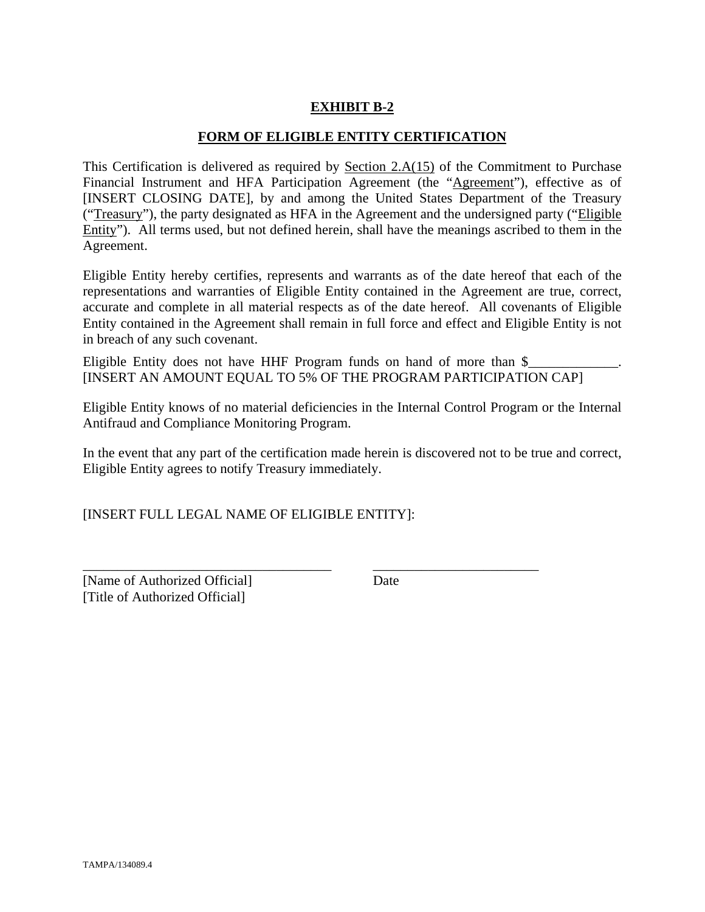**EXHIBIT B-2**

**FORM OF ELIGIBLE ENTITY CERTIFICATION**

This Certification is delivered as required by Section 2.A(15) of the Commitment to Purchase Financial Instrument and HFA Participation Agreement (the "Agreement"), effective as of [INSERT CLOSING DATE], by and among the United States Department of the Treasury ("Treasury"), the party designated as HFA in the Agreement and the undersigned party ("Eligible Entity"). All terms used, but not defined herein, shall have the meanings ascribed to them in the Agreement.

Eligible Entity hereby certifies, represents and warrants as of the date hereof that each of the representations and warranties of Eligible Entity contained in the Agreement are true, correct, accurate and complete in all material respects as of the date hereof. All covenants of Eligible Entity contained in the Agreement shall remain in full force and effect and Eligible Entity is not in breach of any such covenant.

Eligible Entity does not have HHF Program funds on hand of more than $_____________. [INSERT AN AMOUNT EQUAL TO 5% OF THE PROGRAM PARTICIPATION CAP]

Eligible Entity knows of no material deficiencies in the Internal Control Program or the Internal Antifraud and Compliance Monitoring Program.

In the event that any part of the certification made herein is discovered not to be true and correct, Eligible Entity agrees to notify Treasury immediately.

[INSERT FULL LEGAL NAME OF ELIGIBLE ENTITY]:

_____________________________________ _________________________
[Name of Authorized Official] Date
[Title of Authorized Official]

TAMPA/134089.4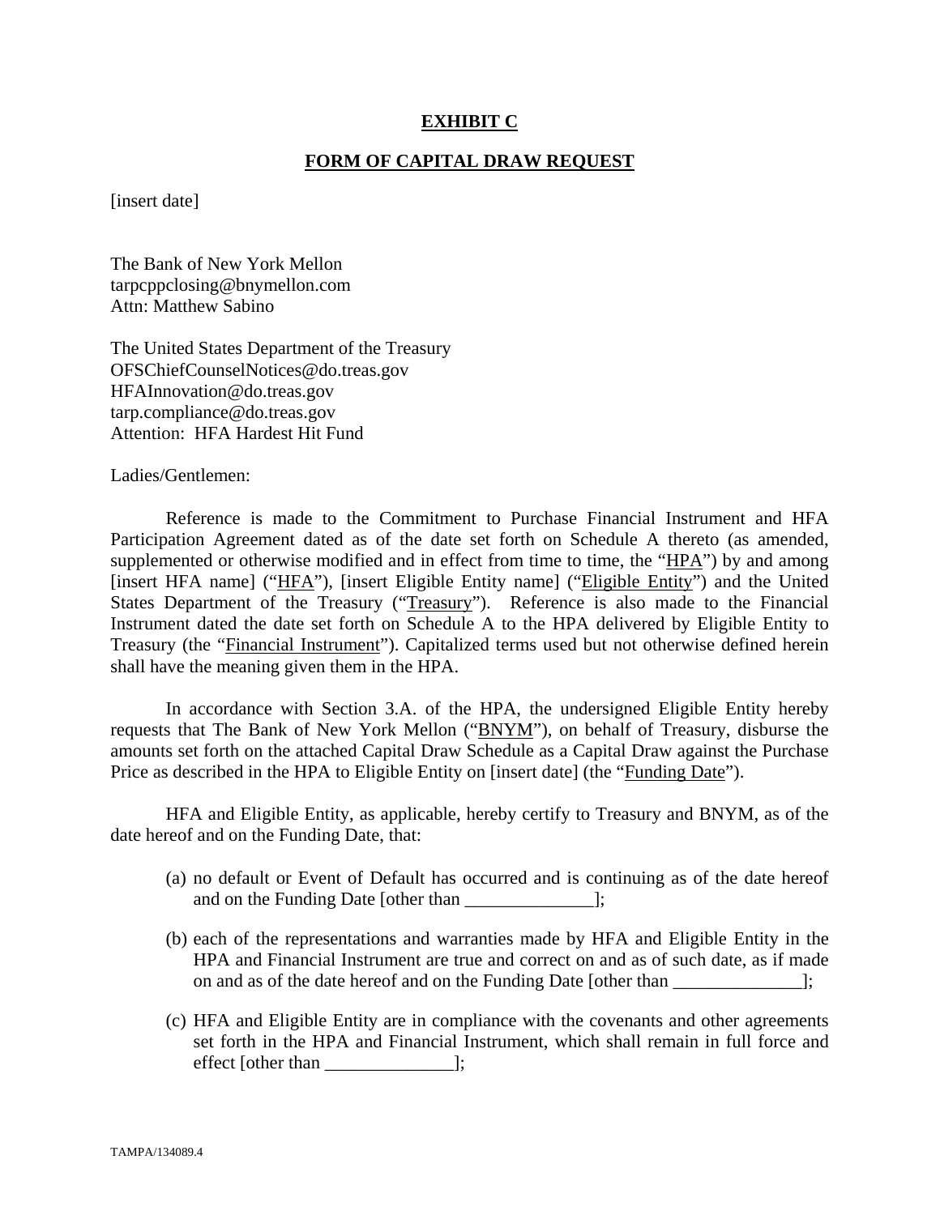# EXHIBIT C

## FORM OF CAPITAL DRAW REQUEST

[insert date]

The Bank of New York Mellon
tarpcppclosing@bnymellon.com
Attn: Matthew Sabino

The United States Department of the Treasury
OFSChiefCounselNotices@do.treas.gov
HFAInnovation@do.treas.gov
tarp.compliance@do.treas.gov
Attention: HFA Hardest Hit Fund

Ladies/Gentlemen:

Reference is made to the Commitment to Purchase Financial Instrument and HFA Participation Agreement dated as of the date set forth on Schedule A thereto (as amended, supplemented or otherwise modified and in effect from time to time, the "HPA") by and among [insert HFA name] ("HFA"), [insert Eligible Entity name] ("Eligible Entity") and the United States Department of the Treasury ("Treasury"). Reference is also made to the Financial Instrument dated the date set forth on Schedule A to the HPA delivered by Eligible Entity to Treasury (the "Financial Instrument"). Capitalized terms used but not otherwise defined herein shall have the meaning given them in the HPA.

In accordance with Section 3.A. of the HPA, the undersigned Eligible Entity hereby requests that The Bank of New York Mellon ("BNYM"), on behalf of Treasury, disburse the amounts set forth on the attached Capital Draw Schedule as a Capital Draw against the Purchase Price as described in the HPA to Eligible Entity on [insert date] (the "Funding Date").

HFA and Eligible Entity, as applicable, hereby certify to Treasury and BNYM, as of the date hereof and on the Funding Date, that:

(a) no default or Event of Default has occurred and is continuing as of the date hereof and on the Funding Date [other than ______________];

(b) each of the representations and warranties made by HFA and Eligible Entity in the HPA and Financial Instrument are true and correct on and as of such date, as if made on and as of the date hereof and on the Funding Date [other than ______________];

(c) HFA and Eligible Entity are in compliance with the covenants and other agreements set forth in the HPA and Financial Instrument, which shall remain in full force and effect [other than ______________];

TAMPA/134089.4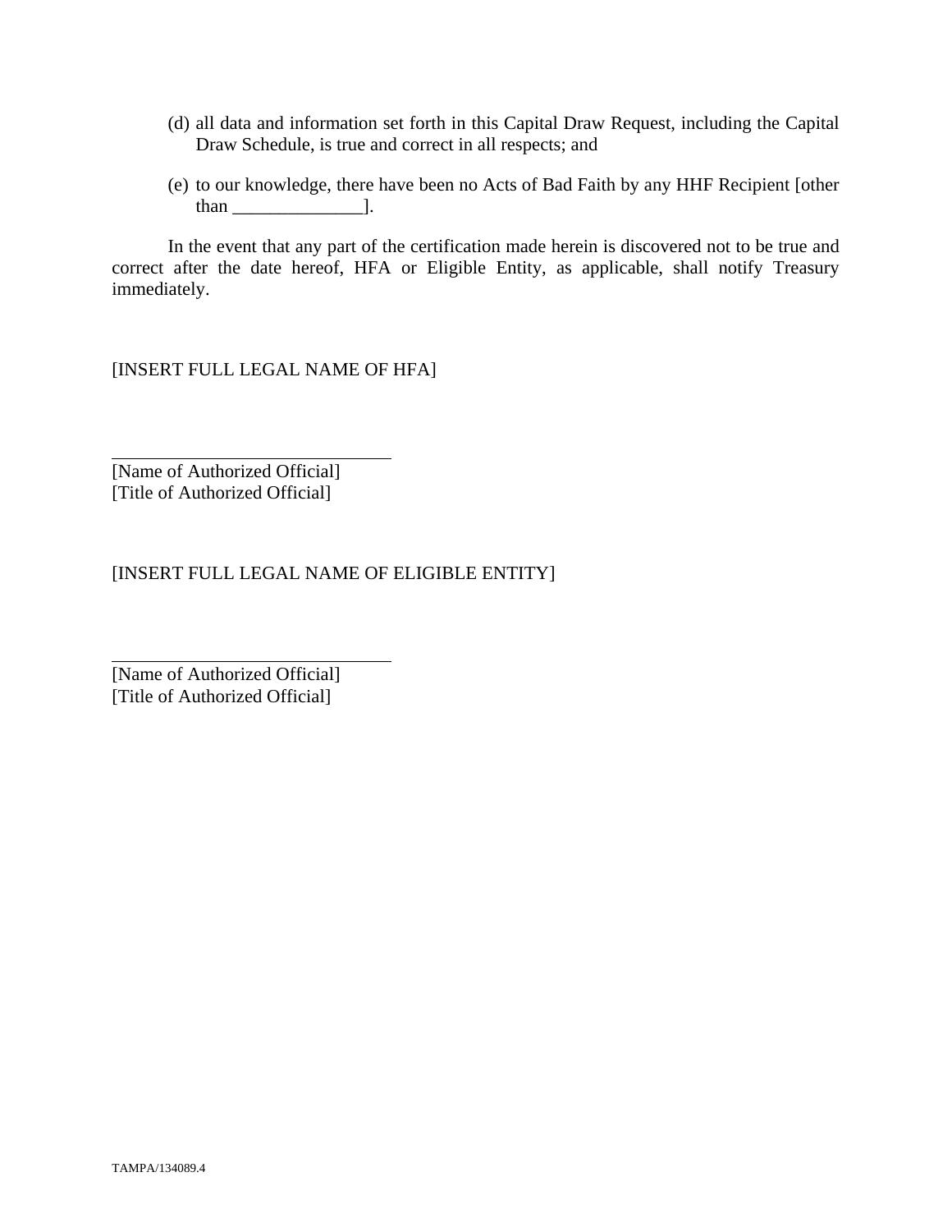(d) all data and information set forth in this Capital Draw Request, including the Capital Draw Schedule, is true and correct in all respects; and

(e) to our knowledge, there have been no Acts of Bad Faith by any HHF Recipient [other than ______________].

In the event that any part of the certification made herein is discovered not to be true and correct after the date hereof, HFA or Eligible Entity, as applicable, shall notify Treasury immediately.

[INSERT FULL LEGAL NAME OF HFA]

______________________________
[Name of Authorized Official]
[Title of Authorized Official]

[INSERT FULL LEGAL NAME OF ELIGIBLE ENTITY]

______________________________
[Name of Authorized Official]
[Title of Authorized Official]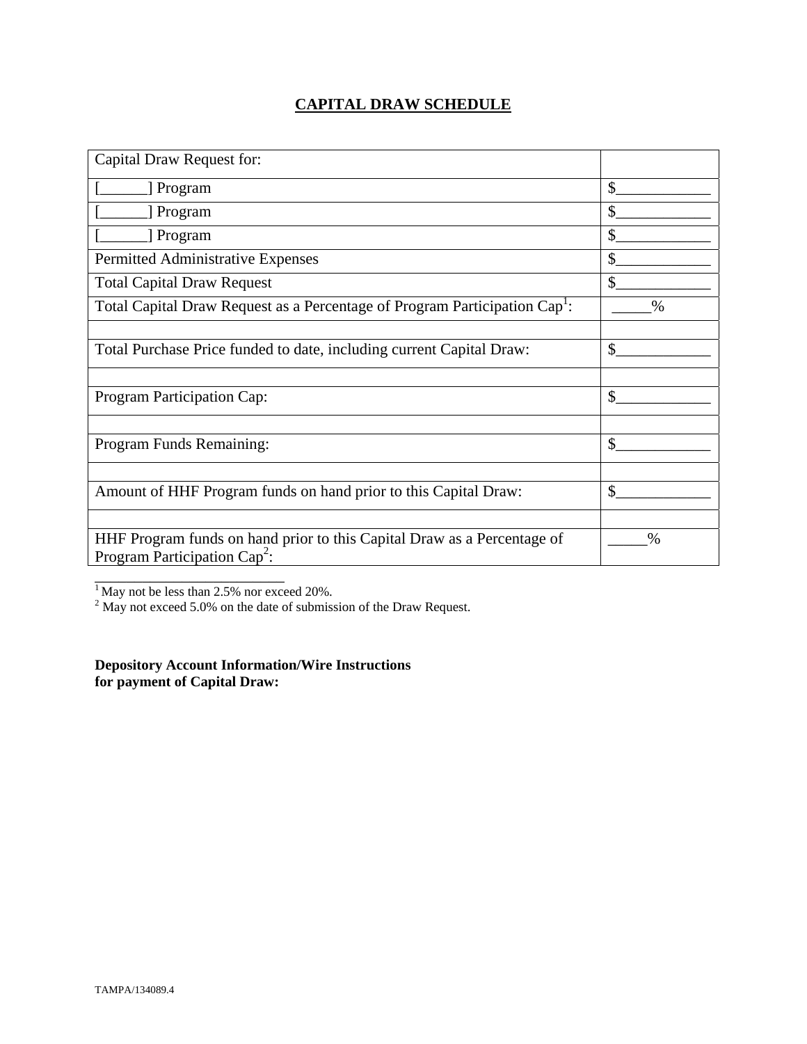## CAPITAL DRAW SCHEDULE

| Capital Draw Request for: | |
|---|---|
| [______] Program | $____________ |
| [______] Program | $____________ |
| [______] Program | $____________ |
| Permitted Administrative Expenses | $____________ |
| Total Capital Draw Request | $____________ |
| Total Capital Draw Request as a Percentage of Program Participation Cap[1]: | _____% |
| | |
| Total Purchase Price funded to date, including current Capital Draw: | $____________ |
| | |
| Program Participation Cap: | $____________ |
| | |
| Program Funds Remaining: | $____________ |
| | |
| Amount of HHF Program funds on hand prior to this Capital Draw: | $____________ |
| | |
| HHF Program funds on hand prior to this Capital Draw as a Percentage of Program Participation Cap[2]: | _____% |

[1] May not be less than 2.5% nor exceed 20%.
[2] May not exceed 5.0% on the date of submission of the Draw Request.

**Depository Account Information/Wire Instructions for payment of Capital Draw:**

TAMPA/134089.4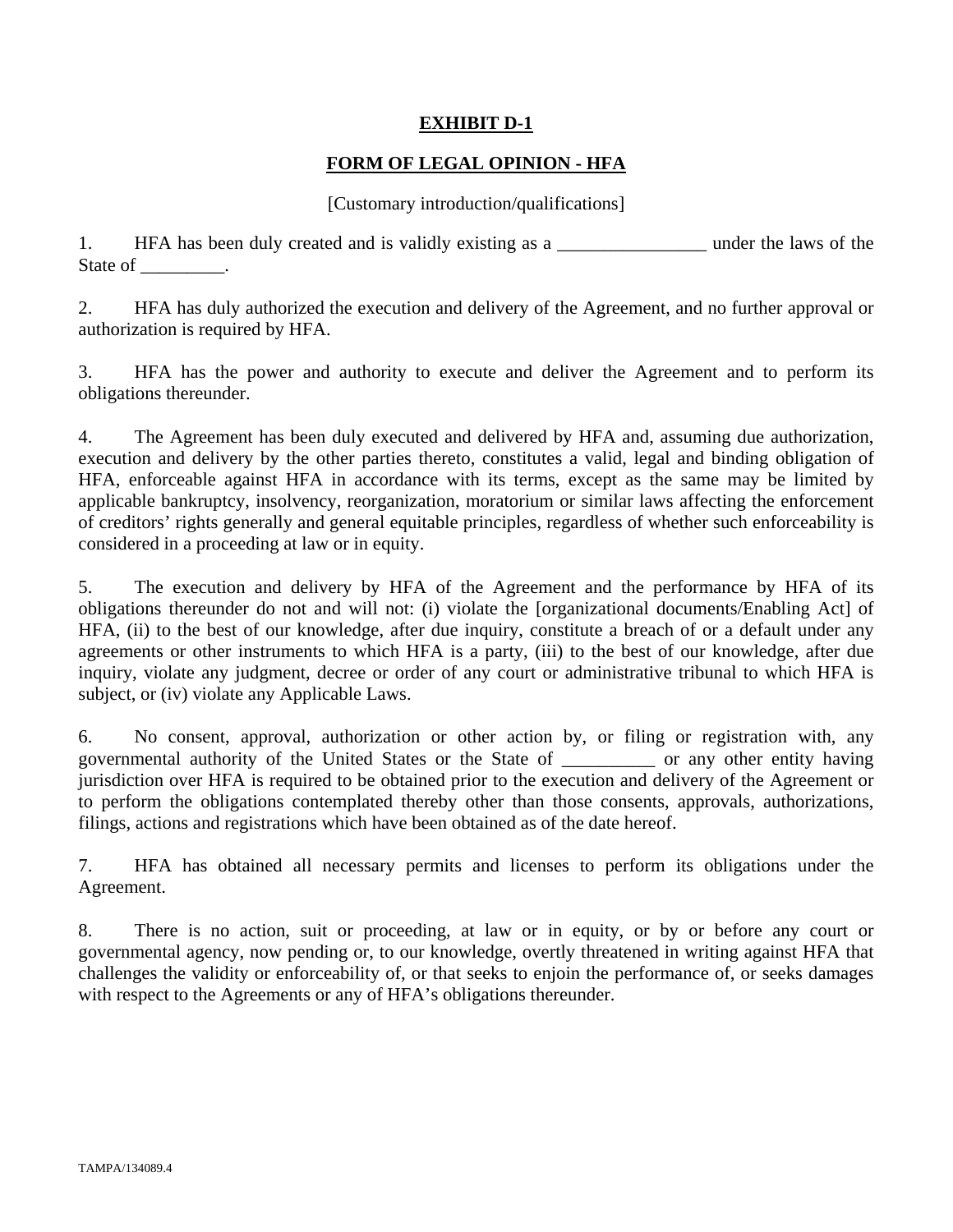**EXHIBIT D-1**

**FORM OF LEGAL OPINION - HFA**

[Customary introduction/qualifications]

1. HFA has been duly created and is validly existing as a ________________ under the laws of the State of _________.

2. HFA has duly authorized the execution and delivery of the Agreement, and no further approval or authorization is required by HFA.

3. HFA has the power and authority to execute and deliver the Agreement and to perform its obligations thereunder.

4. The Agreement has been duly executed and delivered by HFA and, assuming due authorization, execution and delivery by the other parties thereto, constitutes a valid, legal and binding obligation of HFA, enforceable against HFA in accordance with its terms, except as the same may be limited by applicable bankruptcy, insolvency, reorganization, moratorium or similar laws affecting the enforcement of creditors' rights generally and general equitable principles, regardless of whether such enforceability is considered in a proceeding at law or in equity.

5. The execution and delivery by HFA of the Agreement and the performance by HFA of its obligations thereunder do not and will not: (i) violate the [organizational documents/Enabling Act] of HFA, (ii) to the best of our knowledge, after due inquiry, constitute a breach of or a default under any agreements or other instruments to which HFA is a party, (iii) to the best of our knowledge, after due inquiry, violate any judgment, decree or order of any court or administrative tribunal to which HFA is subject, or (iv) violate any Applicable Laws.

6. No consent, approval, authorization or other action by, or filing or registration with, any governmental authority of the United States or the State of __________ or any other entity having jurisdiction over HFA is required to be obtained prior to the execution and delivery of the Agreement or to perform the obligations contemplated thereby other than those consents, approvals, authorizations, filings, actions and registrations which have been obtained as of the date hereof.

7. HFA has obtained all necessary permits and licenses to perform its obligations under the Agreement.

8. There is no action, suit or proceeding, at law or in equity, or by or before any court or governmental agency, now pending or, to our knowledge, overtly threatened in writing against HFA that challenges the validity or enforceability of, or that seeks to enjoin the performance of, or seeks damages with respect to the Agreements or any of HFA's obligations thereunder.

TAMPA/134089.4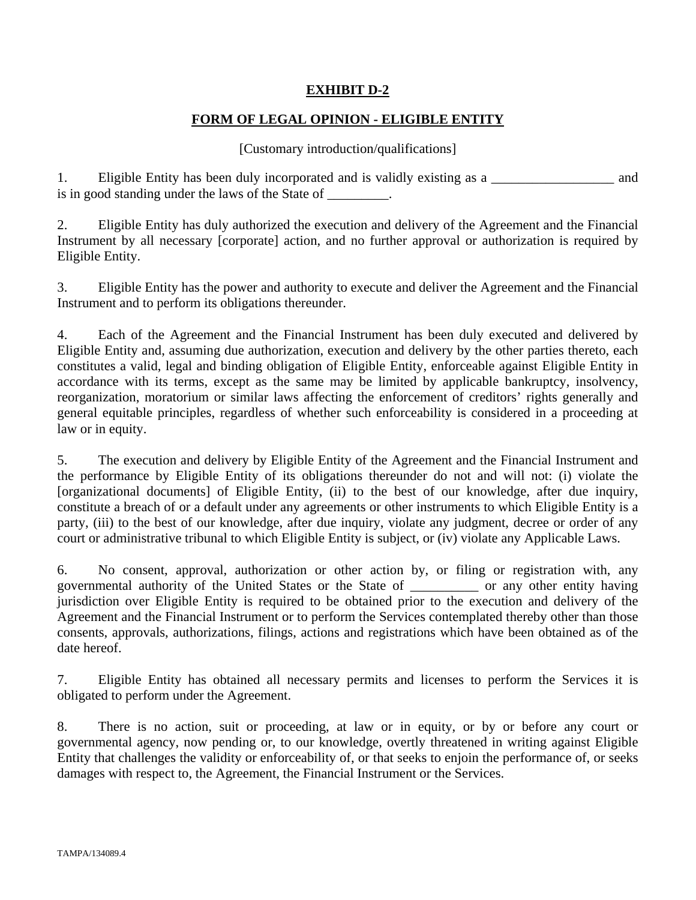**EXHIBIT D-2**

**FORM OF LEGAL OPINION - ELIGIBLE ENTITY**

[Customary introduction/qualifications]

1. Eligible Entity has been duly incorporated and is validly existing as a __________________ and is in good standing under the laws of the State of _________.

2. Eligible Entity has duly authorized the execution and delivery of the Agreement and the Financial Instrument by all necessary [corporate] action, and no further approval or authorization is required by Eligible Entity.

3. Eligible Entity has the power and authority to execute and deliver the Agreement and the Financial Instrument and to perform its obligations thereunder.

4. Each of the Agreement and the Financial Instrument has been duly executed and delivered by Eligible Entity and, assuming due authorization, execution and delivery by the other parties thereto, each constitutes a valid, legal and binding obligation of Eligible Entity, enforceable against Eligible Entity in accordance with its terms, except as the same may be limited by applicable bankruptcy, insolvency, reorganization, moratorium or similar laws affecting the enforcement of creditors' rights generally and general equitable principles, regardless of whether such enforceability is considered in a proceeding at law or in equity.

5. The execution and delivery by Eligible Entity of the Agreement and the Financial Instrument and the performance by Eligible Entity of its obligations thereunder do not and will not: (i) violate the [organizational documents] of Eligible Entity, (ii) to the best of our knowledge, after due inquiry, constitute a breach of or a default under any agreements or other instruments to which Eligible Entity is a party, (iii) to the best of our knowledge, after due inquiry, violate any judgment, decree or order of any court or administrative tribunal to which Eligible Entity is subject, or (iv) violate any Applicable Laws.

6. No consent, approval, authorization or other action by, or filing or registration with, any governmental authority of the United States or the State of __________ or any other entity having jurisdiction over Eligible Entity is required to be obtained prior to the execution and delivery of the Agreement and the Financial Instrument or to perform the Services contemplated thereby other than those consents, approvals, authorizations, filings, actions and registrations which have been obtained as of the date hereof.

7. Eligible Entity has obtained all necessary permits and licenses to perform the Services it is obligated to perform under the Agreement.

8. There is no action, suit or proceeding, at law or in equity, or by or before any court or governmental agency, now pending or, to our knowledge, overtly threatened in writing against Eligible Entity that challenges the validity or enforceability of, or that seeks to enjoin the performance of, or seeks damages with respect to, the Agreement, the Financial Instrument or the Services.

TAMPA/134089.4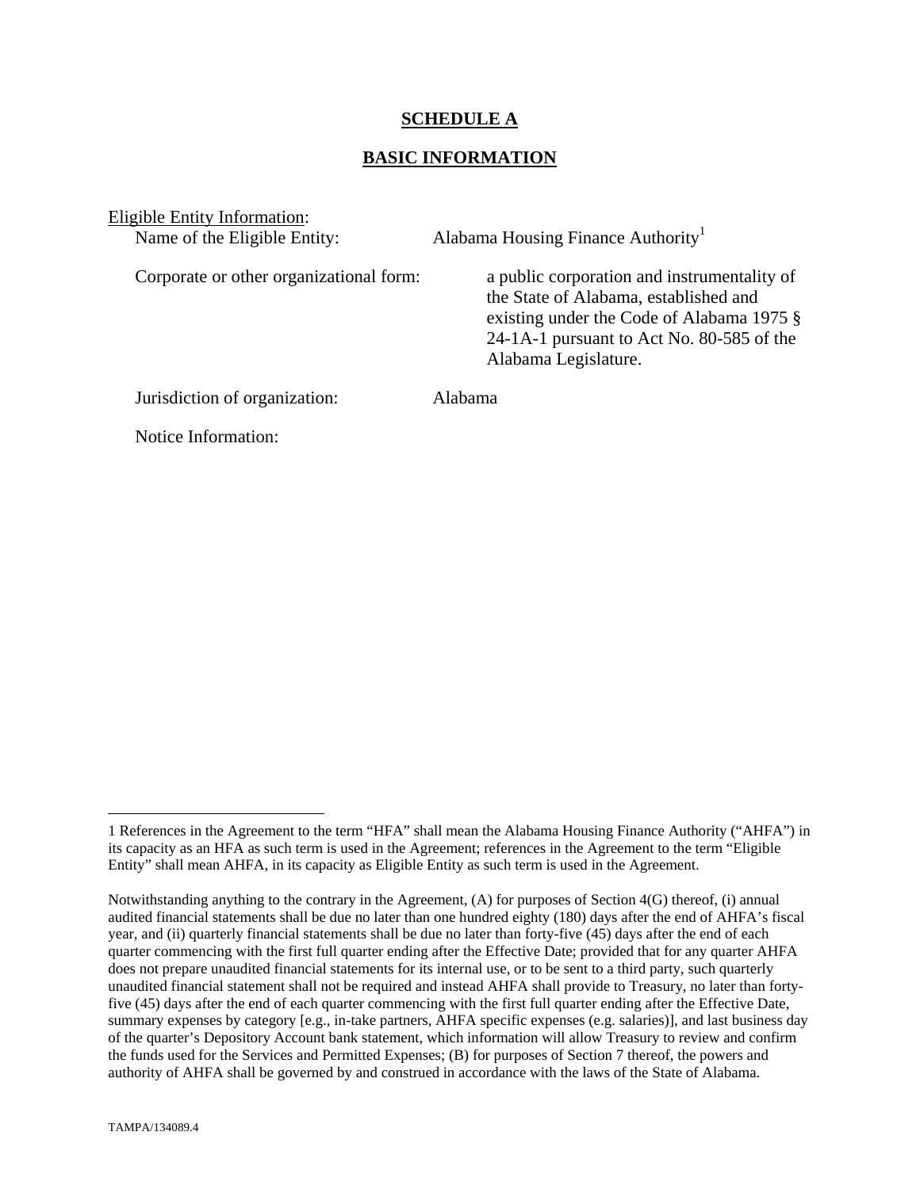## SCHEDULE A

## BASIC INFORMATION

Eligible Entity Information:

Name of the Eligible Entity: Alabama Housing Finance Authority[1]

Corporate or other organizational form: a public corporation and instrumentality of the State of Alabama, established and existing under the Code of Alabama 1975 § 24-1A-1 pursuant to Act No. 80-585 of the Alabama Legislature.

Jurisdiction of organization: Alabama

Notice Information:

---

1 References in the Agreement to the term "HFA" shall mean the Alabama Housing Finance Authority ("AHFA") in its capacity as an HFA as such term is used in the Agreement; references in the Agreement to the term "Eligible Entity" shall mean AHFA, in its capacity as Eligible Entity as such term is used in the Agreement.

Notwithstanding anything to the contrary in the Agreement, (A) for purposes of Section 4(G) thereof, (i) annual audited financial statements shall be due no later than one hundred eighty (180) days after the end of AHFA's fiscal year, and (ii) quarterly financial statements shall be due no later than forty-five (45) days after the end of each quarter commencing with the first full quarter ending after the Effective Date; provided that for any quarter AHFA does not prepare unaudited financial statements for its internal use, or to be sent to a third party, such quarterly unaudited financial statement shall not be required and instead AHFA shall provide to Treasury, no later than forty-five (45) days after the end of each quarter commencing with the first full quarter ending after the Effective Date, summary expenses by category [e.g., in-take partners, AHFA specific expenses (e.g. salaries)], and last business day of the quarter's Depository Account bank statement, which information will allow Treasury to review and confirm the funds used for the Services and Permitted Expenses; (B) for purposes of Section 7 thereof, the powers and authority of AHFA shall be governed by and construed in accordance with the laws of the State of Alabama.

TAMPA/134089.4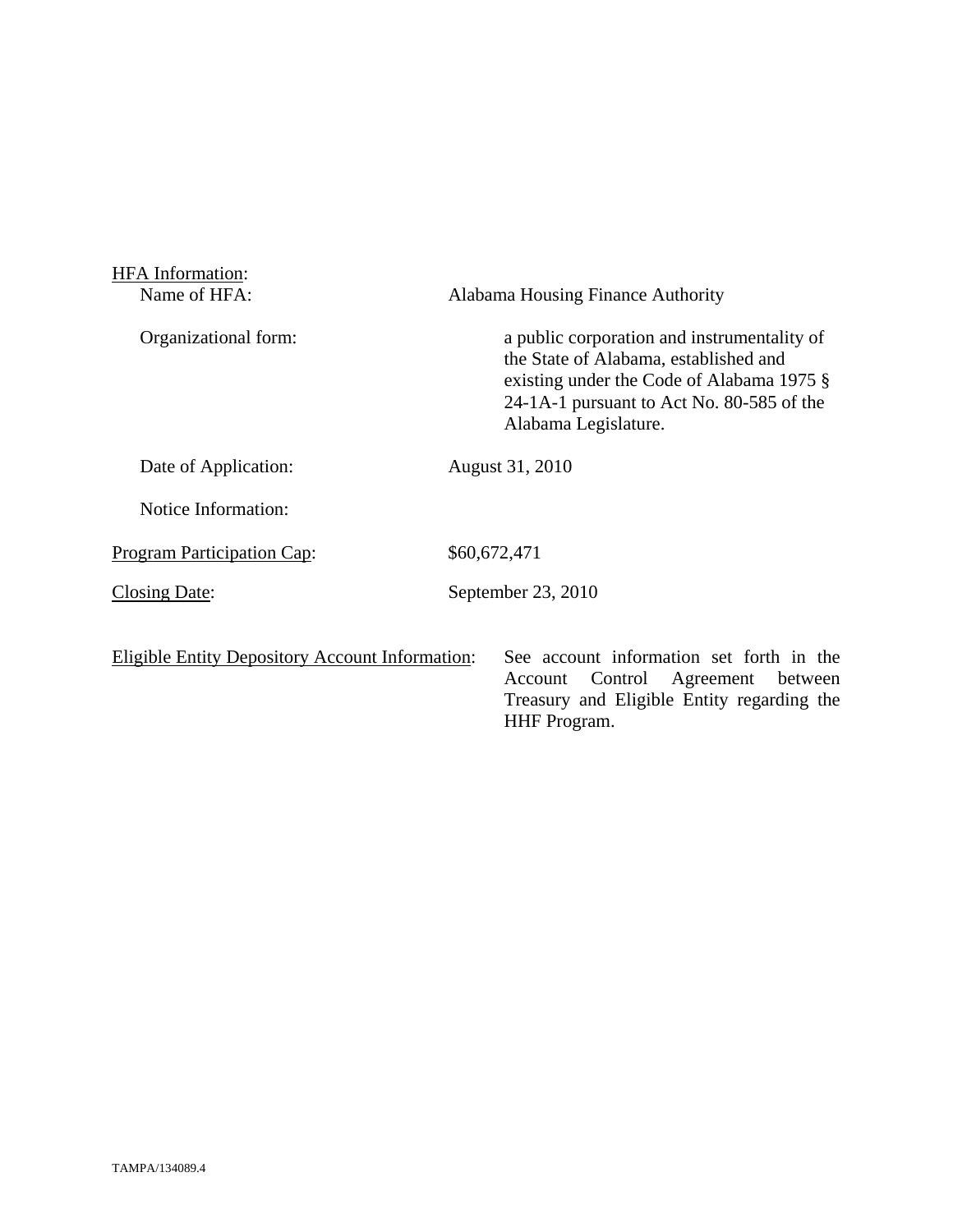HFA Information:

| | |
|---|---|
| Name of HFA: | Alabama Housing Finance Authority |
| Organizational form: | a public corporation and instrumentality of the State of Alabama, established and existing under the Code of Alabama 1975 § 24-1A-1 pursuant to Act No. 80-585 of the Alabama Legislature. |
| Date of Application: | August 31, 2010 |
| Notice Information: | |

Program Participation Cap: $60,672,471

Closing Date: September 23, 2010

Eligible Entity Depository Account Information: See account information set forth in the Account Control Agreement between Treasury and Eligible Entity regarding the HHF Program.

TAMPA/134089.4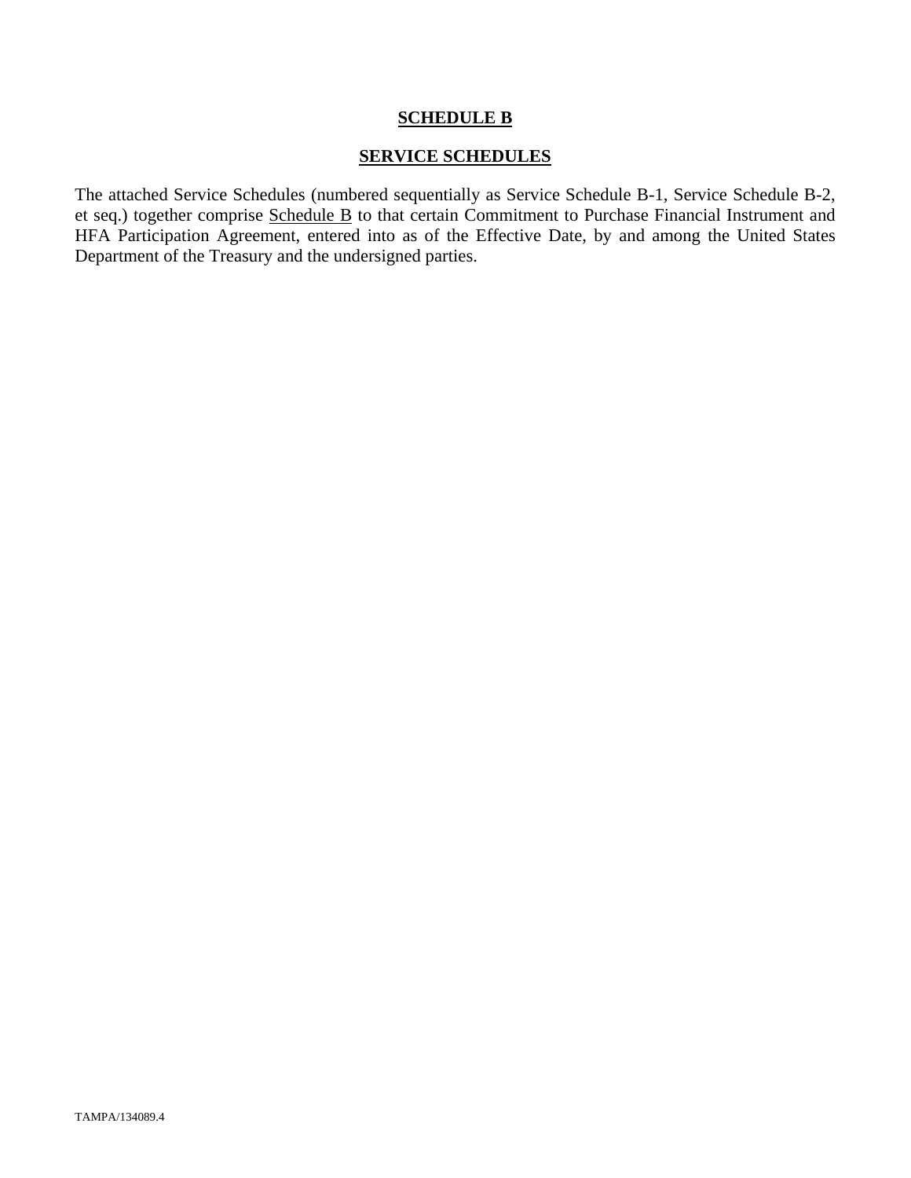# SCHEDULE B

## SERVICE SCHEDULES

The attached Service Schedules (numbered sequentially as Service Schedule B-1, Service Schedule B-2, et seq.) together comprise Schedule B to that certain Commitment to Purchase Financial Instrument and HFA Participation Agreement, entered into as of the Effective Date, by and among the United States Department of the Treasury and the undersigned parties.

TAMPA/134089.4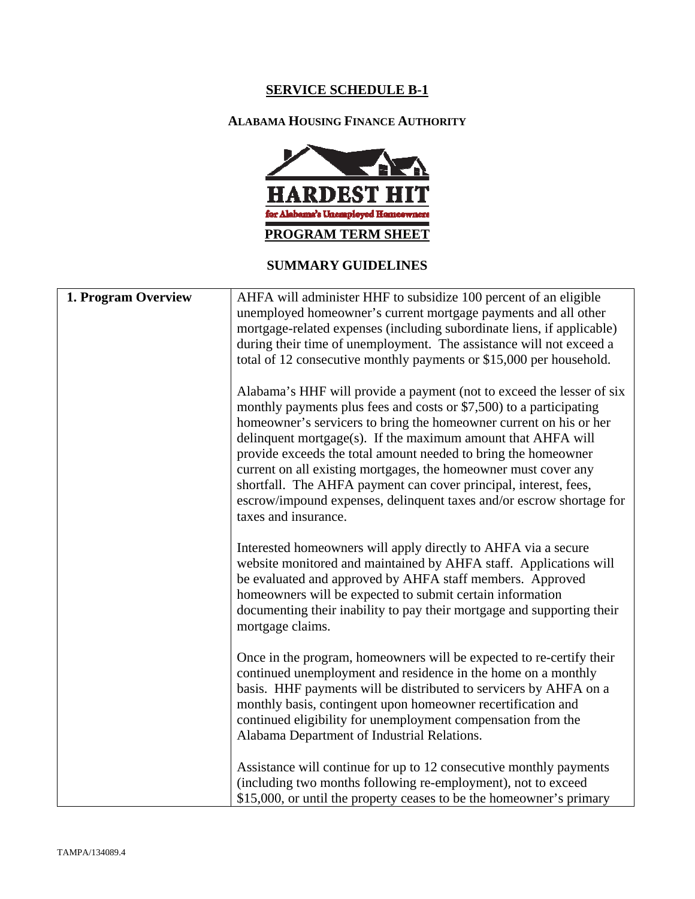# SERVICE SCHEDULE B-1

## ALABAMA HOUSING FINANCE AUTHORITY

**HARDEST HIT**

for Alabama's Unemployed Homeowners

**PROGRAM TERM SHEET**

## SUMMARY GUIDELINES

| 1. Program Overview | AHFA will administer HHF to subsidize 100 percent of an eligible unemployed homeowner's current mortgage payments and all other mortgage-related expenses (including subordinate liens, if applicable) during their time of unemployment. The assistance will not exceed a total of 12 consecutive monthly payments or \$15,000 per household.<br><br>Alabama's HHF will provide a payment (not to exceed the lesser of six monthly payments plus fees and costs or \$7,500) to a participating homeowner's servicers to bring the homeowner current on his or her delinquent mortgage(s). If the maximum amount that AHFA will provide exceeds the total amount needed to bring the homeowner current on all existing mortgages, the homeowner must cover any shortfall. The AHFA payment can cover principal, interest, fees, escrow/impound expenses, delinquent taxes and/or escrow shortage for taxes and insurance.<br><br>Interested homeowners will apply directly to AHFA via a secure website monitored and maintained by AHFA staff. Applications will be evaluated and approved by AHFA staff members. Approved homeowners will be expected to submit certain information documenting their inability to pay their mortgage and supporting their mortgage claims.<br><br>Once in the program, homeowners will be expected to re-certify their continued unemployment and residence in the home on a monthly basis. HHF payments will be distributed to servicers by AHFA on a monthly basis, contingent upon homeowner recertification and continued eligibility for unemployment compensation from the Alabama Department of Industrial Relations.<br><br>Assistance will continue for up to 12 consecutive monthly payments (including two months following re-employment), not to exceed \$15,000, or until the property ceases to be the homeowner's primary |
|---|---|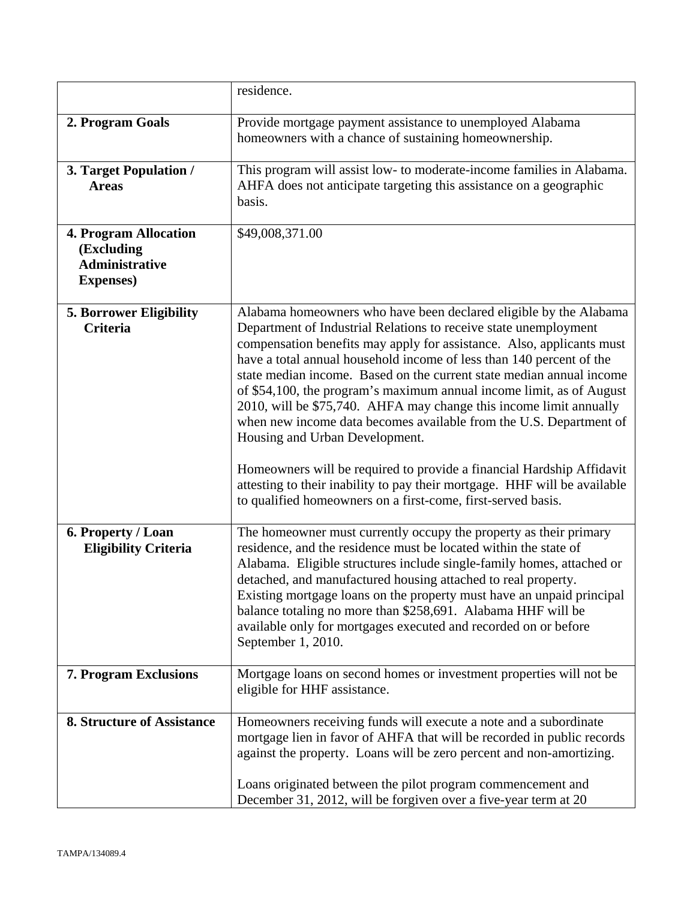| | |
|---|---|
| | residence. |
| **2. Program Goals** | Provide mortgage payment assistance to unemployed Alabama homeowners with a chance of sustaining homeownership. |
| **3. Target Population / Areas** | This program will assist low- to moderate-income families in Alabama. AHFA does not anticipate targeting this assistance on a geographic basis. |
| **4. Program Allocation (Excluding Administrative Expenses)** | \$49,008,371.00 |
| **5. Borrower Eligibility Criteria** | Alabama homeowners who have been declared eligible by the Alabama Department of Industrial Relations to receive state unemployment compensation benefits may apply for assistance. Also, applicants must have a total annual household income of less than 140 percent of the state median income. Based on the current state median annual income of \$54,100, the program's maximum annual income limit, as of August 2010, will be \$75,740. AHFA may change this income limit annually when new income data becomes available from the U.S. Department of Housing and Urban Development.<br><br>Homeowners will be required to provide a financial Hardship Affidavit attesting to their inability to pay their mortgage. HHF will be available to qualified homeowners on a first-come, first-served basis. |
| **6. Property / Loan Eligibility Criteria** | The homeowner must currently occupy the property as their primary residence, and the residence must be located within the state of Alabama. Eligible structures include single-family homes, attached or detached, and manufactured housing attached to real property. Existing mortgage loans on the property must have an unpaid principal balance totaling no more than \$258,691. Alabama HHF will be available only for mortgages executed and recorded on or before September 1, 2010. |
| **7. Program Exclusions** | Mortgage loans on second homes or investment properties will not be eligible for HHF assistance. |
| **8. Structure of Assistance** | Homeowners receiving funds will execute a note and a subordinate mortgage lien in favor of AHFA that will be recorded in public records against the property. Loans will be zero percent and non-amortizing.<br><br>Loans originated between the pilot program commencement and December 31, 2012, will be forgiven over a five-year term at 20 |

TAMPA/134089.4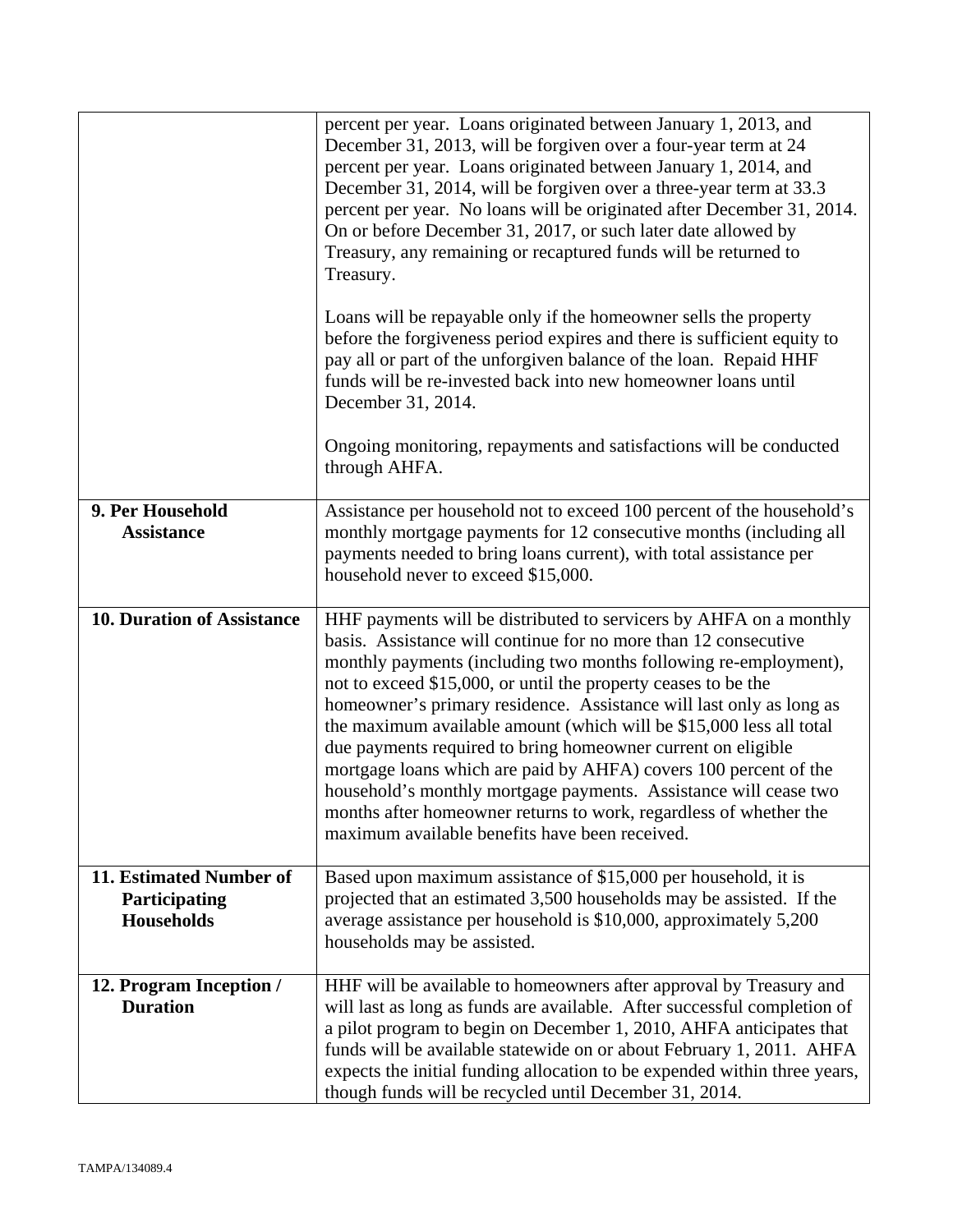| | |
|---|---|
| | percent per year. Loans originated between January 1, 2013, and December 31, 2013, will be forgiven over a four-year term at 24 percent per year. Loans originated between January 1, 2014, and December 31, 2014, will be forgiven over a three-year term at 33.3 percent per year. No loans will be originated after December 31, 2014. On or before December 31, 2017, or such later date allowed by Treasury, any remaining or recaptured funds will be returned to Treasury.<br><br>Loans will be repayable only if the homeowner sells the property before the forgiveness period expires and there is sufficient equity to pay all or part of the unforgiven balance of the loan. Repaid HHF funds will be re-invested back into new homeowner loans until December 31, 2014.<br><br>Ongoing monitoring, repayments and satisfactions will be conducted through AHFA. |
| **9. Per Household Assistance** | Assistance per household not to exceed 100 percent of the household's monthly mortgage payments for 12 consecutive months (including all payments needed to bring loans current), with total assistance per household never to exceed $15,000. |
| **10. Duration of Assistance** | HHF payments will be distributed to servicers by AHFA on a monthly basis. Assistance will continue for no more than 12 consecutive monthly payments (including two months following re-employment), not to exceed $15,000, or until the property ceases to be the homeowner's primary residence. Assistance will last only as long as the maximum available amount (which will be $15,000 less all total due payments required to bring homeowner current on eligible mortgage loans which are paid by AHFA) covers 100 percent of the household's monthly mortgage payments. Assistance will cease two months after homeowner returns to work, regardless of whether the maximum available benefits have been received. |
| **11. Estimated Number of Participating Households** | Based upon maximum assistance of $15,000 per household, it is projected that an estimated 3,500 households may be assisted. If the average assistance per household is $10,000, approximately 5,200 households may be assisted. |
| **12. Program Inception / Duration** | HHF will be available to homeowners after approval by Treasury and will last as long as funds are available. After successful completion of a pilot program to begin on December 1, 2010, AHFA anticipates that funds will be available statewide on or about February 1, 2011. AHFA expects the initial funding allocation to be expended within three years, though funds will be recycled until December 31, 2014. |

TAMPA/134089.4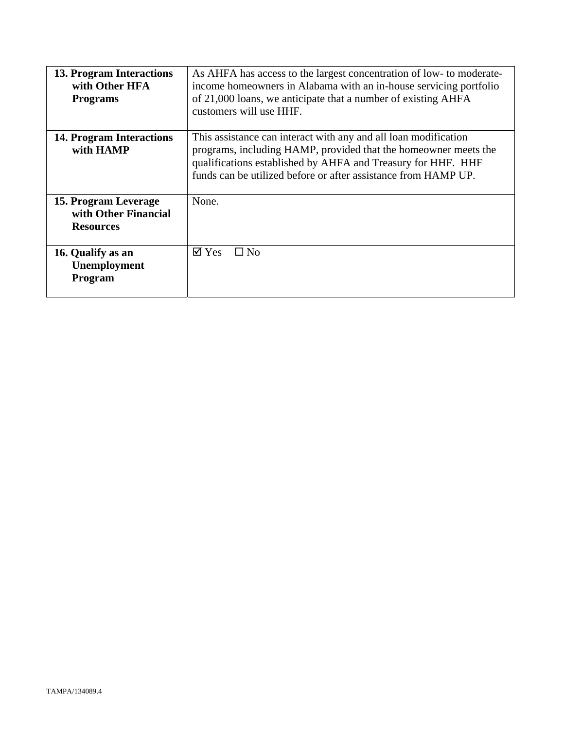| | |
|---|---|
| **13. Program Interactions with Other HFA Programs** | As AHFA has access to the largest concentration of low- to moderate-income homeowners in Alabama with an in-house servicing portfolio of 21,000 loans, we anticipate that a number of existing AHFA customers will use HHF. |
| **14. Program Interactions with HAMP** | This assistance can interact with any and all loan modification programs, including HAMP, provided that the homeowner meets the qualifications established by AHFA and Treasury for HHF. HHF funds can be utilized before or after assistance from HAMP UP. |
| **15. Program Leverage with Other Financial Resources** | None. |
| **16. Qualify as an Unemployment Program** | ☑ Yes ☐ No |

TAMPA/134089.4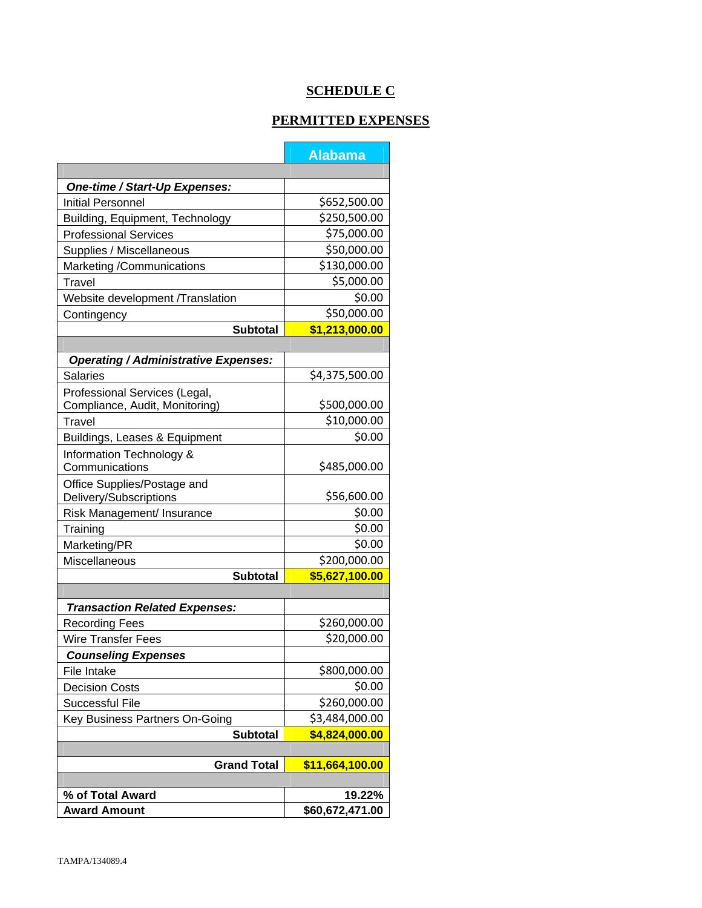# SCHEDULE C

## PERMITTED EXPENSES

| | Alabama |
|---|---|
| | |
| ***One-time / Start-Up Expenses:*** | |
| Initial Personnel | $652,500.00 |
| Building, Equipment, Technology | $250,500.00 |
| Professional Services | $75,000.00 |
| Supplies / Miscellaneous | $50,000.00 |
| Marketing /Communications | $130,000.00 |
| Travel | $5,000.00 |
| Website development /Translation | $0.00 |
| Contingency | $50,000.00 |
| **Subtotal** | **$1,213,000.00** |
| | |
| ***Operating / Administrative Expenses:*** | |
| Salaries | $4,375,500.00 |
| Professional Services (Legal, Compliance, Audit, Monitoring) | $500,000.00 |
| Travel | $10,000.00 |
| Buildings, Leases & Equipment | $0.00 |
| Information Technology & Communications | $485,000.00 |
| Office Supplies/Postage and Delivery/Subscriptions | $56,600.00 |
| Risk Management/ Insurance | $0.00 |
| Training | $0.00 |
| Marketing/PR | $0.00 |
| Miscellaneous | $200,000.00 |
| **Subtotal** | **$5,627,100.00** |
| | |
| ***Transaction Related Expenses:*** | |
| Recording Fees | $260,000.00 |
| Wire Transfer Fees | $20,000.00 |
| ***Counseling Expenses*** | |
| File Intake | $800,000.00 |
| Decision Costs | $0.00 |
| Successful File | $260,000.00 |
| Key Business Partners On-Going | $3,484,000.00 |
| **Subtotal** | **$4,824,000.00** |
| | |
| **Grand Total** | **$11,664,100.00** |
| | |
| **% of Total Award** | **19.22%** |
| **Award Amount** | **$60,672,471.00** |

TAMPA/134089.4